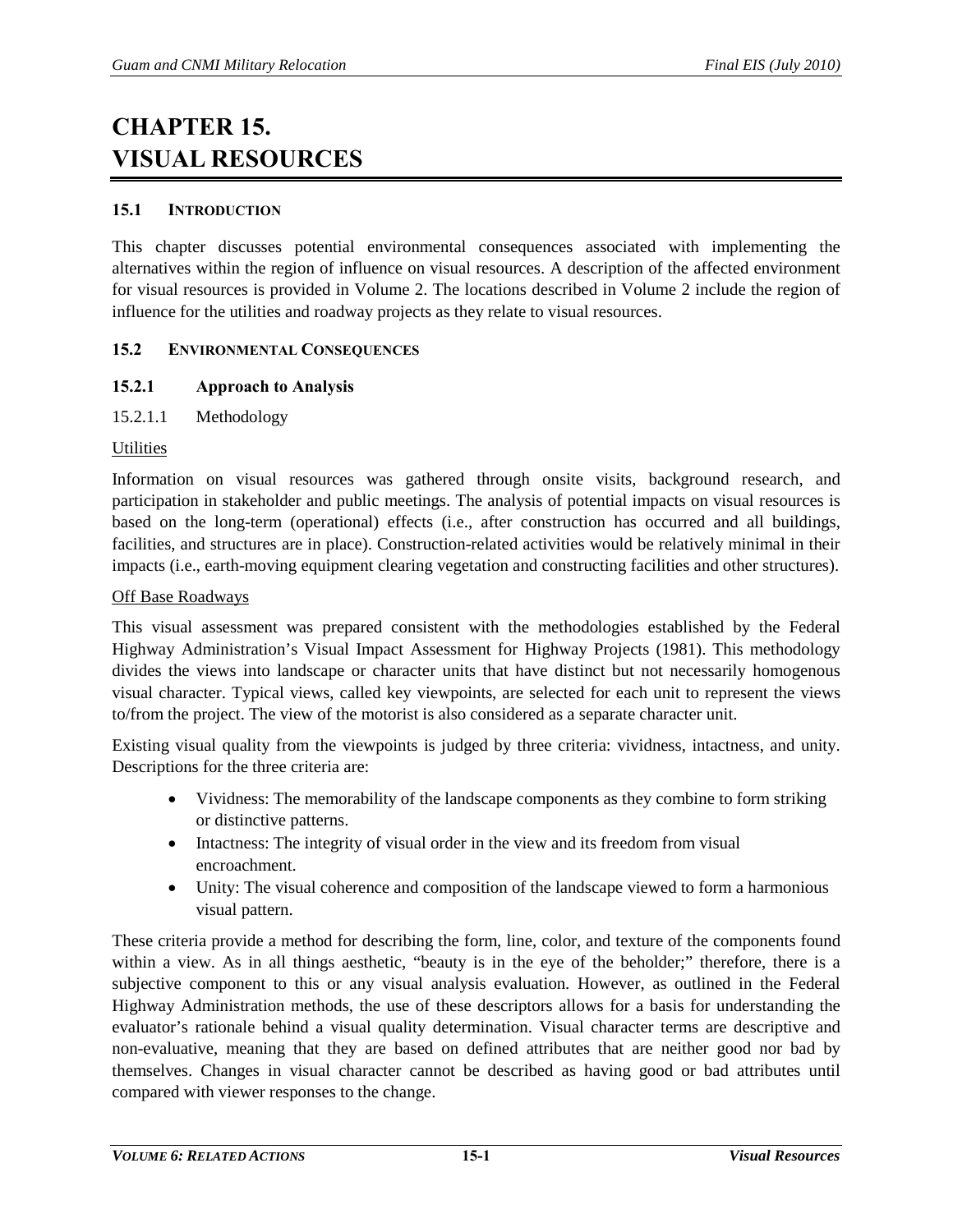# CHAPTER 15. VISUAL RESOURCES

## 15.1 INTRODUCTION

This chapter discusses potential environmental consequences associated with implementing the alternatives within the region of influence on visual resources. A description of the affected environment for visual resources is provided in Volume 2. The locations described in Volume 2 include the region of influence for the utilities and roadway projects as they relate to visual resources.

## 15.2 ENVIRONMENTAL CONSEQUENCES

### 15.2.1 Approach to Analysis

#### 15.2.1.1 Methodology

Utilities

Information on visual resources was gathered through onsite visits, background research, and participation in stakeholder and public meetings. The analysis of potential impacts on visual resources is based on the long-term (operational) effects (i.e., after construction has occurred and all buildings, facilities, and structures are in place). Construction-related activities would be relatively minimal in their impacts (i.e., earth-moving equipment clearing vegetation and constructing facilities and other structures).

Off Base Roadways

This visual assessment was prepared consistent with the methodologies established by the Federal Highway Administration's Visual Impact Assessment for Highway Projects (1981). This methodology divides the views into landscape or character units that have distinct but not necessarily homogenous visual character. Typical views, called key viewpoints, are selected for each unit to represent the views to/from the project. The view of the motorist is also considered as a separate character unit.

Existing visual quality from the viewpoints is judged by three criteria: vividness, intactness, and unity. Descriptions for the three criteria are:

- Vividness: The memorability of the landscape components as they combine to form striking or distinctive patterns.
- Intactness: The integrity of visual order in the view and its freedom from visual encroachment.
- Unity: The visual coherence and composition of the landscape viewed to form a harmonious visual pattern.

These criteria provide a method for describing the form, line, color, and texture of the components found within a view. As in all things aesthetic, "beauty is in the eye of the beholder;" therefore, there is a subjective component to this or any visual analysis evaluation. However, as outlined in the Federal Highway Administration methods, the use of these descriptors allows for a basis for understanding the evaluator's rationale behind a visual quality determination. Visual character terms are descriptive and non-evaluative, meaning that they are based on defined attributes that are neither good nor bad by themselves. Changes in visual character cannot be described as having good or bad attributes until compared with viewer responses to the change.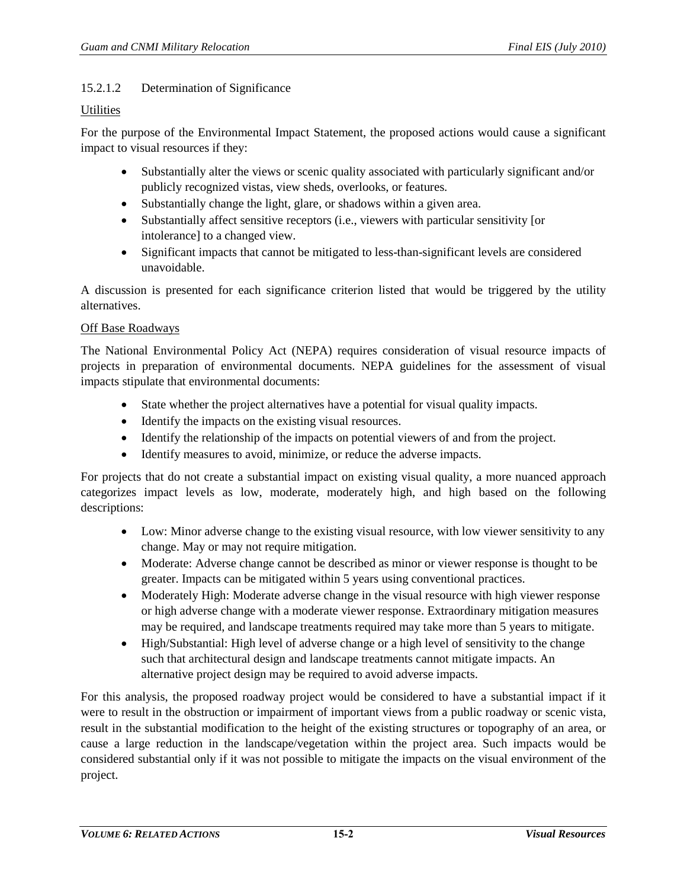#### 15.2.1.2 Determination of Significance

Utilities

For the purpose of the Environmental Impact Statement, the proposed actions would cause a significant impact to visual resources if they:

- Substantially alter the views or scenic quality associated with particularly significant and/or publicly recognized vistas, view sheds, overlooks, or features.
- Substantially change the light, glare, or shadows within a given area.
- Substantially affect sensitive receptors (i.e., viewers with particular sensitivity [or intolerance] to a changed view.
- Significant impacts that cannot be mitigated to less-than-significant levels are considered unavoidable.

A discussion is presented for each significance criterion listed that would be triggered by the utility alternatives.

Off Base Roadways

The National Environmental Policy Act (NEPA) requires consideration of visual resource impacts of projects in preparation of environmental documents. NEPA guidelines for the assessment of visual impacts stipulate that environmental documents:

- State whether the project alternatives have a potential for visual quality impacts.
- Identify the impacts on the existing visual resources.
- Identify the relationship of the impacts on potential viewers of and from the project.
- Identify measures to avoid, minimize, or reduce the adverse impacts.

For projects that do not create a substantial impact on existing visual quality, a more nuanced approach categorizes impact levels as low, moderate, moderately high, and high based on the following descriptions:

- Low: Minor adverse change to the existing visual resource, with low viewer sensitivity to any change. May or may not require mitigation.
- Moderate: Adverse change cannot be described as minor or viewer response is thought to be greater. Impacts can be mitigated within 5 years using conventional practices.
- Moderately High: Moderate adverse change in the visual resource with high viewer response or high adverse change with a moderate viewer response. Extraordinary mitigation measures may be required, and landscape treatments required may take more than 5 years to mitigate.
- High/Substantial: High level of adverse change or a high level of sensitivity to the change such that architectural design and landscape treatments cannot mitigate impacts. An alternative project design may be required to avoid adverse impacts.

For this analysis, the proposed roadway project would be considered to have a substantial impact if it were to result in the obstruction or impairment of important views from a public roadway or scenic vista, result in the substantial modification to the height of the existing structures or topography of an area, or cause a large reduction in the landscape/vegetation within the project area. Such impacts would be considered substantial only if it was not possible to mitigate the impacts on the visual environment of the project.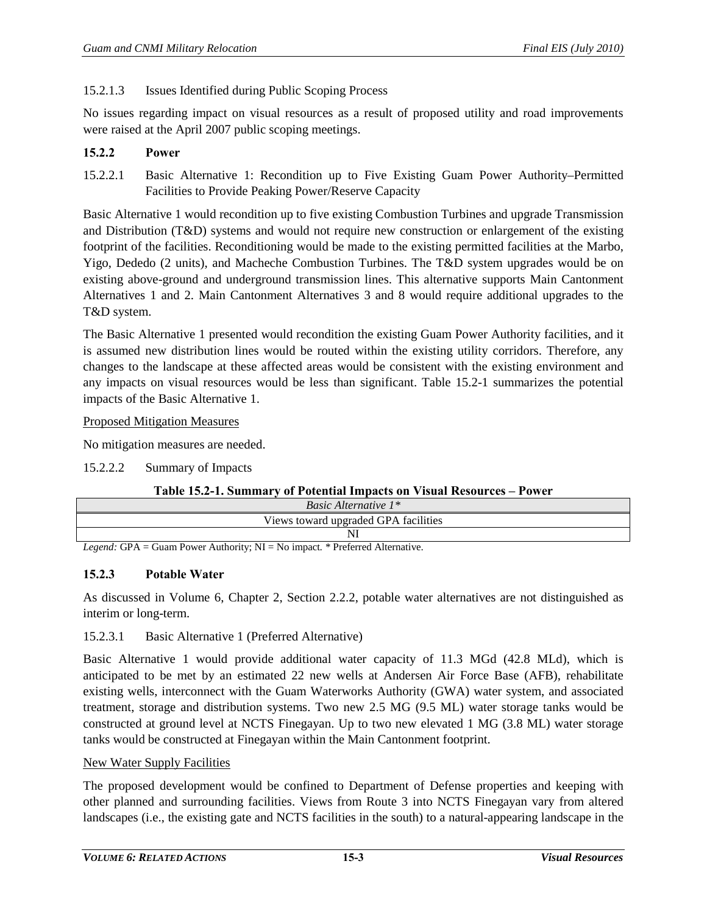15.2.1.3 Issues Identified during Public Scoping Process

No issues regarding impact on visual resources as a result of proposed utility and road improvements were raised at the April 2007 public scoping meetings.

### 15.2.2 Power

15.2.2.1 Basic Alternative 1: Recondition up to Five Existing Guam Power Authority–Permitted Facilities to Provide Peaking Power/Reserve Capacity

Basic Alternative 1 would recondition up to five existing Combustion Turbines and upgrade Transmission and Distribution (T&D) systems and would not require new construction or enlargement of the existing footprint of the facilities. Reconditioning would be made to the existing permitted facilities at the Marbo, Yigo, Dededo (2 units), and Macheche Combustion Turbines. The T&D system upgrades would be on existing above-ground and underground transmission lines. This alternative supports Main Cantonment Alternatives 1 and 2. Main Cantonment Alternatives 3 and 8 would require additional upgrades to the T&D system.

The Basic Alternative 1 presented would recondition the existing Guam Power Authority facilities, and it is assumed new distribution lines would be routed within the existing utility corridors. Therefore, any changes to the landscape at these affected areas would be consistent with the existing environment and any impacts on visual resources would be less than significant. Table 15.2-1 summarizes the potential impacts of the Basic Alternative 1.

<u>Proposed Mitigation Measures</u>

No mitigation measures are needed.

15.2.2.2 Summary of Impacts

**Table 15.2-1. Summary of Potential Impacts on Visual Resources – Power**

| *Basic Alternative 1\** |
|---|
| Views toward upgraded GPA facilities |
| NI |

*Legend:* GPA = Guam Power Authority; NI = No impact. * Preferred Alternative.

### 15.2.3 Potable Water

As discussed in Volume 6, Chapter 2, Section 2.2.2, potable water alternatives are not distinguished as interim or long-term.

15.2.3.1 Basic Alternative 1 (Preferred Alternative)

Basic Alternative 1 would provide additional water capacity of 11.3 MGd (42.8 MLd), which is anticipated to be met by an estimated 22 new wells at Andersen Air Force Base (AFB), rehabilitate existing wells, interconnect with the Guam Waterworks Authority (GWA) water system, and associated treatment, storage and distribution systems. Two new 2.5 MG (9.5 ML) water storage tanks would be constructed at ground level at NCTS Finegayan. Up to two new elevated 1 MG (3.8 ML) water storage tanks would be constructed at Finegayan within the Main Cantonment footprint.

<u>New Water Supply Facilities</u>

The proposed development would be confined to Department of Defense properties and keeping with other planned and surrounding facilities. Views from Route 3 into NCTS Finegayan vary from altered landscapes (i.e., the existing gate and NCTS facilities in the south) to a natural-appearing landscape in the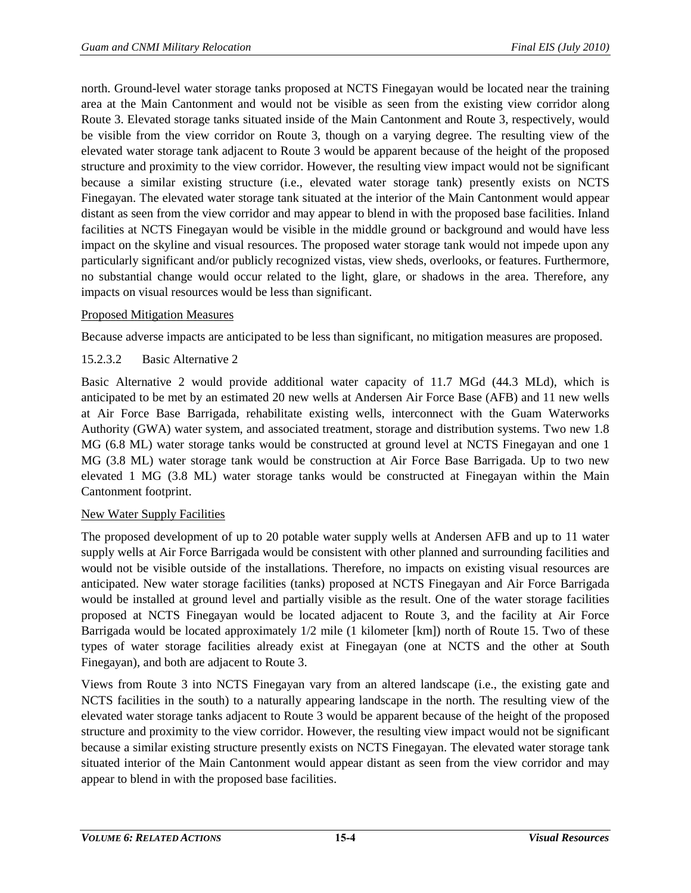north. Ground-level water storage tanks proposed at NCTS Finegayan would be located near the training area at the Main Cantonment and would not be visible as seen from the existing view corridor along Route 3. Elevated storage tanks situated inside of the Main Cantonment and Route 3, respectively, would be visible from the view corridor on Route 3, though on a varying degree. The resulting view of the elevated water storage tank adjacent to Route 3 would be apparent because of the height of the proposed structure and proximity to the view corridor. However, the resulting view impact would not be significant because a similar existing structure (i.e., elevated water storage tank) presently exists on NCTS Finegayan. The elevated water storage tank situated at the interior of the Main Cantonment would appear distant as seen from the view corridor and may appear to blend in with the proposed base facilities. Inland facilities at NCTS Finegayan would be visible in the middle ground or background and would have less impact on the skyline and visual resources. The proposed water storage tank would not impede upon any particularly significant and/or publicly recognized vistas, view sheds, overlooks, or features. Furthermore, no substantial change would occur related to the light, glare, or shadows in the area. Therefore, any impacts on visual resources would be less than significant.

<u>Proposed Mitigation Measures</u>

Because adverse impacts are anticipated to be less than significant, no mitigation measures are proposed.

#### 15.2.3.2 Basic Alternative 2

Basic Alternative 2 would provide additional water capacity of 11.7 MGd (44.3 MLd), which is anticipated to be met by an estimated 20 new wells at Andersen Air Force Base (AFB) and 11 new wells at Air Force Base Barrigada, rehabilitate existing wells, interconnect with the Guam Waterworks Authority (GWA) water system, and associated treatment, storage and distribution systems. Two new 1.8 MG (6.8 ML) water storage tanks would be constructed at ground level at NCTS Finegayan and one 1 MG (3.8 ML) water storage tank would be construction at Air Force Base Barrigada. Up to two new elevated 1 MG (3.8 ML) water storage tanks would be constructed at Finegayan within the Main Cantonment footprint.

<u>New Water Supply Facilities</u>

The proposed development of up to 20 potable water supply wells at Andersen AFB and up to 11 water supply wells at Air Force Barrigada would be consistent with other planned and surrounding facilities and would not be visible outside of the installations. Therefore, no impacts on existing visual resources are anticipated. New water storage facilities (tanks) proposed at NCTS Finegayan and Air Force Barrigada would be installed at ground level and partially visible as the result. One of the water storage facilities proposed at NCTS Finegayan would be located adjacent to Route 3, and the facility at Air Force Barrigada would be located approximately 1/2 mile (1 kilometer [km]) north of Route 15. Two of these types of water storage facilities already exist at Finegayan (one at NCTS and the other at South Finegayan), and both are adjacent to Route 3.

Views from Route 3 into NCTS Finegayan vary from an altered landscape (i.e., the existing gate and NCTS facilities in the south) to a naturally appearing landscape in the north. The resulting view of the elevated water storage tanks adjacent to Route 3 would be apparent because of the height of the proposed structure and proximity to the view corridor. However, the resulting view impact would not be significant because a similar existing structure presently exists on NCTS Finegayan. The elevated water storage tank situated interior of the Main Cantonment would appear distant as seen from the view corridor and may appear to blend in with the proposed base facilities.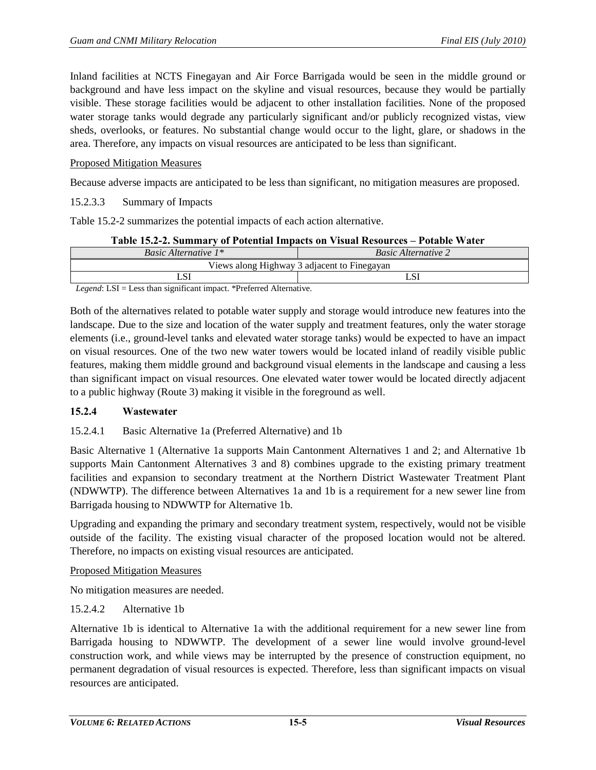Inland facilities at NCTS Finegayan and Air Force Barrigada would be seen in the middle ground or background and have less impact on the skyline and visual resources, because they would be partially visible. These storage facilities would be adjacent to other installation facilities. None of the proposed water storage tanks would degrade any particularly significant and/or publicly recognized vistas, view sheds, overlooks, or features. No substantial change would occur to the light, glare, or shadows in the area. Therefore, any impacts on visual resources are anticipated to be less than significant.

<u>Proposed Mitigation Measures</u>

Because adverse impacts are anticipated to be less than significant, no mitigation measures are proposed.

15.2.3.3 Summary of Impacts

Table 15.2-2 summarizes the potential impacts of each action alternative.

**Table 15.2-2. Summary of Potential Impacts on Visual Resources – Potable Water**

| *Basic Alternative 1\** | *Basic Alternative 2* |
|---|---|
| Views along Highway 3 adjacent to Finegayan | |
| LSI | LSI |

*Legend*: LSI = Less than significant impact. *Preferred Alternative.

Both of the alternatives related to potable water supply and storage would introduce new features into the landscape. Due to the size and location of the water supply and treatment features, only the water storage elements (i.e., ground-level tanks and elevated water storage tanks) would be expected to have an impact on visual resources. One of the two new water towers would be located inland of readily visible public features, making them middle ground and background visual elements in the landscape and causing a less than significant impact on visual resources. One elevated water tower would be located directly adjacent to a public highway (Route 3) making it visible in the foreground as well.

### 15.2.4 Wastewater

15.2.4.1 Basic Alternative 1a (Preferred Alternative) and 1b

Basic Alternative 1 (Alternative 1a supports Main Cantonment Alternatives 1 and 2; and Alternative 1b supports Main Cantonment Alternatives 3 and 8) combines upgrade to the existing primary treatment facilities and expansion to secondary treatment at the Northern District Wastewater Treatment Plant (NDWWTP). The difference between Alternatives 1a and 1b is a requirement for a new sewer line from Barrigada housing to NDWWTP for Alternative 1b.

Upgrading and expanding the primary and secondary treatment system, respectively, would not be visible outside of the facility. The existing visual character of the proposed location would not be altered. Therefore, no impacts on existing visual resources are anticipated.

<u>Proposed Mitigation Measures</u>

No mitigation measures are needed.

15.2.4.2 Alternative 1b

Alternative 1b is identical to Alternative 1a with the additional requirement for a new sewer line from Barrigada housing to NDWWTP. The development of a sewer line would involve ground-level construction work, and while views may be interrupted by the presence of construction equipment, no permanent degradation of visual resources is expected. Therefore, less than significant impacts on visual resources are anticipated.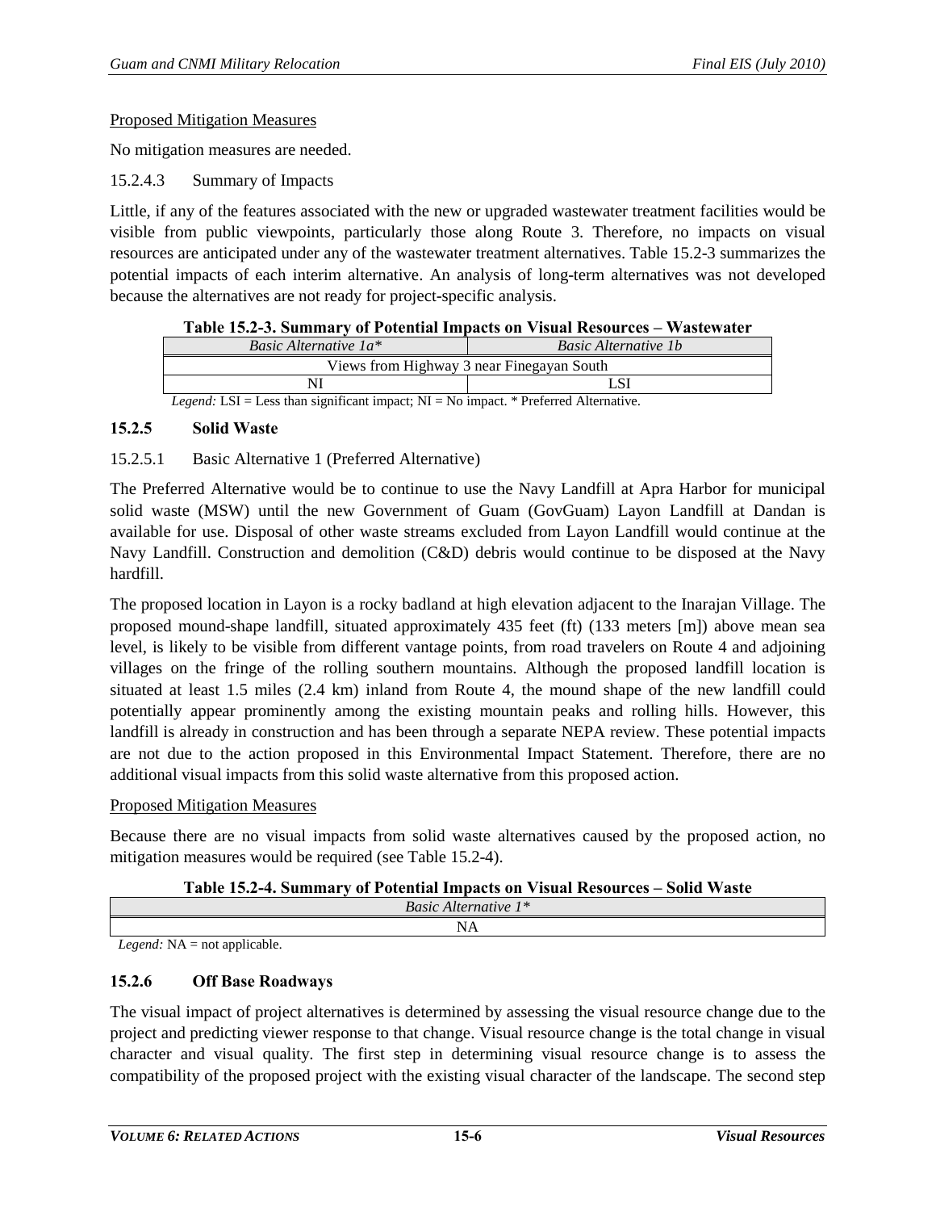Proposed Mitigation Measures

No mitigation measures are needed.

15.2.4.3 Summary of Impacts

Little, if any of the features associated with the new or upgraded wastewater treatment facilities would be visible from public viewpoints, particularly those along Route 3. Therefore, no impacts on visual resources are anticipated under any of the wastewater treatment alternatives. Table 15.2-3 summarizes the potential impacts of each interim alternative. An analysis of long-term alternatives was not developed because the alternatives are not ready for project-specific analysis.

**Table 15.2-3. Summary of Potential Impacts on Visual Resources – Wastewater**

| *Basic Alternative 1a\** | *Basic Alternative 1b* |
|---|---|
| Views from Highway 3 near Finegayan South | |
| NI | LSI |

*Legend:* LSI = Less than significant impact; NI = No impact. * Preferred Alternative.

### 15.2.5 Solid Waste

15.2.5.1 Basic Alternative 1 (Preferred Alternative)

The Preferred Alternative would be to continue to use the Navy Landfill at Apra Harbor for municipal solid waste (MSW) until the new Government of Guam (GovGuam) Layon Landfill at Dandan is available for use. Disposal of other waste streams excluded from Layon Landfill would continue at the Navy Landfill. Construction and demolition (C&D) debris would continue to be disposed at the Navy hardfill.

The proposed location in Layon is a rocky badland at high elevation adjacent to the Inarajan Village. The proposed mound-shape landfill, situated approximately 435 feet (ft) (133 meters [m]) above mean sea level, is likely to be visible from different vantage points, from road travelers on Route 4 and adjoining villages on the fringe of the rolling southern mountains. Although the proposed landfill location is situated at least 1.5 miles (2.4 km) inland from Route 4, the mound shape of the new landfill could potentially appear prominently among the existing mountain peaks and rolling hills. However, this landfill is already in construction and has been through a separate NEPA review. These potential impacts are not due to the action proposed in this Environmental Impact Statement. Therefore, there are no additional visual impacts from this solid waste alternative from this proposed action.

Proposed Mitigation Measures

Because there are no visual impacts from solid waste alternatives caused by the proposed action, no mitigation measures would be required (see Table 15.2-4).

**Table 15.2-4. Summary of Potential Impacts on Visual Resources – Solid Waste**

| *Basic Alternative 1\** |
|---|
| NA |

*Legend:* NA = not applicable.

### 15.2.6 Off Base Roadways

The visual impact of project alternatives is determined by assessing the visual resource change due to the project and predicting viewer response to that change. Visual resource change is the total change in visual character and visual quality. The first step in determining visual resource change is to assess the compatibility of the proposed project with the existing visual character of the landscape. The second step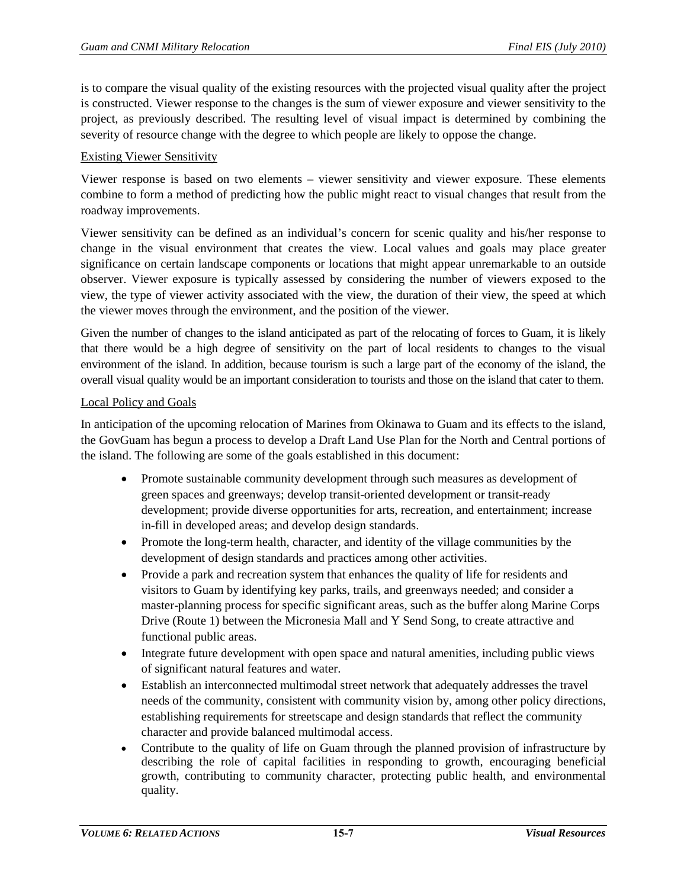is to compare the visual quality of the existing resources with the projected visual quality after the project is constructed. Viewer response to the changes is the sum of viewer exposure and viewer sensitivity to the project, as previously described. The resulting level of visual impact is determined by combining the severity of resource change with the degree to which people are likely to oppose the change.

#### Existing Viewer Sensitivity

Viewer response is based on two elements – viewer sensitivity and viewer exposure. These elements combine to form a method of predicting how the public might react to visual changes that result from the roadway improvements.

Viewer sensitivity can be defined as an individual's concern for scenic quality and his/her response to change in the visual environment that creates the view. Local values and goals may place greater significance on certain landscape components or locations that might appear unremarkable to an outside observer. Viewer exposure is typically assessed by considering the number of viewers exposed to the view, the type of viewer activity associated with the view, the duration of their view, the speed at which the viewer moves through the environment, and the position of the viewer.

Given the number of changes to the island anticipated as part of the relocating of forces to Guam, it is likely that there would be a high degree of sensitivity on the part of local residents to changes to the visual environment of the island. In addition, because tourism is such a large part of the economy of the island, the overall visual quality would be an important consideration to tourists and those on the island that cater to them.

#### Local Policy and Goals

In anticipation of the upcoming relocation of Marines from Okinawa to Guam and its effects to the island, the GovGuam has begun a process to develop a Draft Land Use Plan for the North and Central portions of the island. The following are some of the goals established in this document:

- Promote sustainable community development through such measures as development of green spaces and greenways; develop transit-oriented development or transit-ready development; provide diverse opportunities for arts, recreation, and entertainment; increase in-fill in developed areas; and develop design standards.
- Promote the long-term health, character, and identity of the village communities by the development of design standards and practices among other activities.
- Provide a park and recreation system that enhances the quality of life for residents and visitors to Guam by identifying key parks, trails, and greenways needed; and consider a master-planning process for specific significant areas, such as the buffer along Marine Corps Drive (Route 1) between the Micronesia Mall and Y Send Song, to create attractive and functional public areas.
- Integrate future development with open space and natural amenities, including public views of significant natural features and water.
- Establish an interconnected multimodal street network that adequately addresses the travel needs of the community, consistent with community vision by, among other policy directions, establishing requirements for streetscape and design standards that reflect the community character and provide balanced multimodal access.
- Contribute to the quality of life on Guam through the planned provision of infrastructure by describing the role of capital facilities in responding to growth, encouraging beneficial growth, contributing to community character, protecting public health, and environmental quality.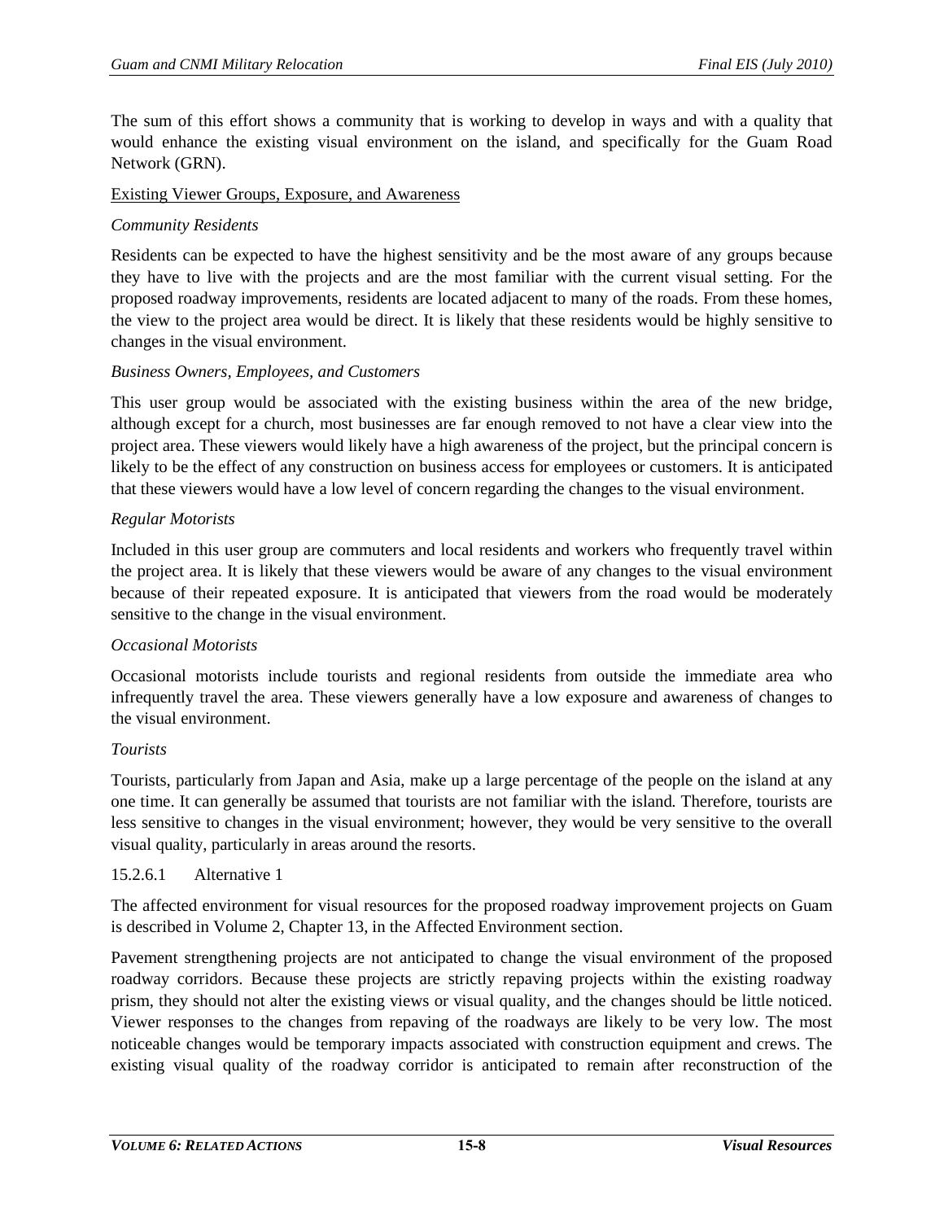The sum of this effort shows a community that is working to develop in ways and with a quality that would enhance the existing visual environment on the island, and specifically for the Guam Road Network (GRN).

Existing Viewer Groups, Exposure, and Awareness

*Community Residents*

Residents can be expected to have the highest sensitivity and be the most aware of any groups because they have to live with the projects and are the most familiar with the current visual setting. For the proposed roadway improvements, residents are located adjacent to many of the roads. From these homes, the view to the project area would be direct. It is likely that these residents would be highly sensitive to changes in the visual environment.

*Business Owners, Employees, and Customers*

This user group would be associated with the existing business within the area of the new bridge, although except for a church, most businesses are far enough removed to not have a clear view into the project area. These viewers would likely have a high awareness of the project, but the principal concern is likely to be the effect of any construction on business access for employees or customers. It is anticipated that these viewers would have a low level of concern regarding the changes to the visual environment.

*Regular Motorists*

Included in this user group are commuters and local residents and workers who frequently travel within the project area. It is likely that these viewers would be aware of any changes to the visual environment because of their repeated exposure. It is anticipated that viewers from the road would be moderately sensitive to the change in the visual environment.

*Occasional Motorists*

Occasional motorists include tourists and regional residents from outside the immediate area who infrequently travel the area. These viewers generally have a low exposure and awareness of changes to the visual environment.

*Tourists*

Tourists, particularly from Japan and Asia, make up a large percentage of the people on the island at any one time. It can generally be assumed that tourists are not familiar with the island. Therefore, tourists are less sensitive to changes in the visual environment; however, they would be very sensitive to the overall visual quality, particularly in areas around the resorts.

#### 15.2.6.1 Alternative 1

The affected environment for visual resources for the proposed roadway improvement projects on Guam is described in Volume 2, Chapter 13, in the Affected Environment section.

Pavement strengthening projects are not anticipated to change the visual environment of the proposed roadway corridors. Because these projects are strictly repaving projects within the existing roadway prism, they should not alter the existing views or visual quality, and the changes should be little noticed. Viewer responses to the changes from repaving of the roadways are likely to be very low. The most noticeable changes would be temporary impacts associated with construction equipment and crews. The existing visual quality of the roadway corridor is anticipated to remain after reconstruction of the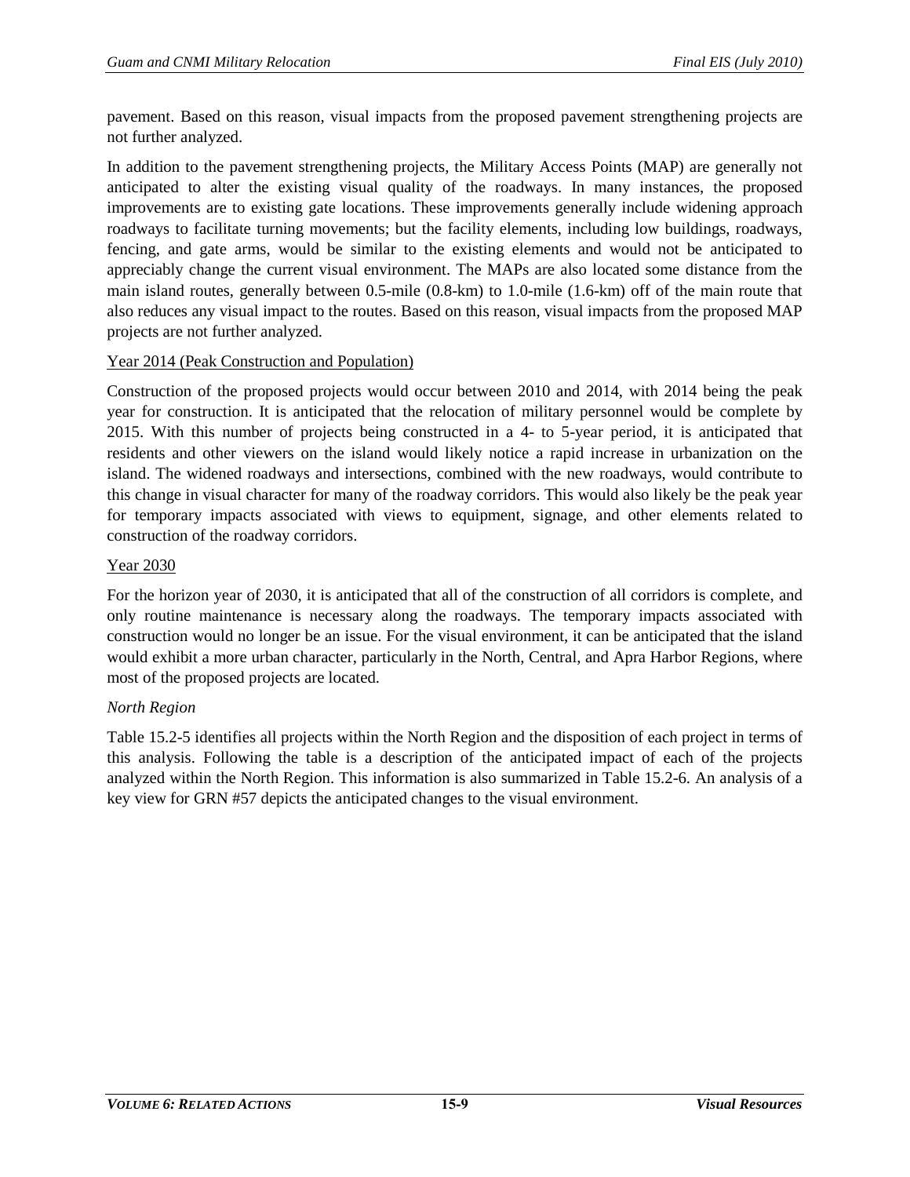pavement. Based on this reason, visual impacts from the proposed pavement strengthening projects are not further analyzed.

In addition to the pavement strengthening projects, the Military Access Points (MAP) are generally not anticipated to alter the existing visual quality of the roadways. In many instances, the proposed improvements are to existing gate locations. These improvements generally include widening approach roadways to facilitate turning movements; but the facility elements, including low buildings, roadways, fencing, and gate arms, would be similar to the existing elements and would not be anticipated to appreciably change the current visual environment. The MAPs are also located some distance from the main island routes, generally between 0.5-mile (0.8-km) to 1.0-mile (1.6-km) off of the main route that also reduces any visual impact to the routes. Based on this reason, visual impacts from the proposed MAP projects are not further analyzed.

<u>Year 2014 (Peak Construction and Population)</u>

Construction of the proposed projects would occur between 2010 and 2014, with 2014 being the peak year for construction. It is anticipated that the relocation of military personnel would be complete by 2015. With this number of projects being constructed in a 4- to 5-year period, it is anticipated that residents and other viewers on the island would likely notice a rapid increase in urbanization on the island. The widened roadways and intersections, combined with the new roadways, would contribute to this change in visual character for many of the roadway corridors. This would also likely be the peak year for temporary impacts associated with views to equipment, signage, and other elements related to construction of the roadway corridors.

<u>Year 2030</u>

For the horizon year of 2030, it is anticipated that all of the construction of all corridors is complete, and only routine maintenance is necessary along the roadways. The temporary impacts associated with construction would no longer be an issue. For the visual environment, it can be anticipated that the island would exhibit a more urban character, particularly in the North, Central, and Apra Harbor Regions, where most of the proposed projects are located.

*North Region*

Table 15.2-5 identifies all projects within the North Region and the disposition of each project in terms of this analysis. Following the table is a description of the anticipated impact of each of the projects analyzed within the North Region. This information is also summarized in Table 15.2-6. An analysis of a key view for GRN #57 depicts the anticipated changes to the visual environment.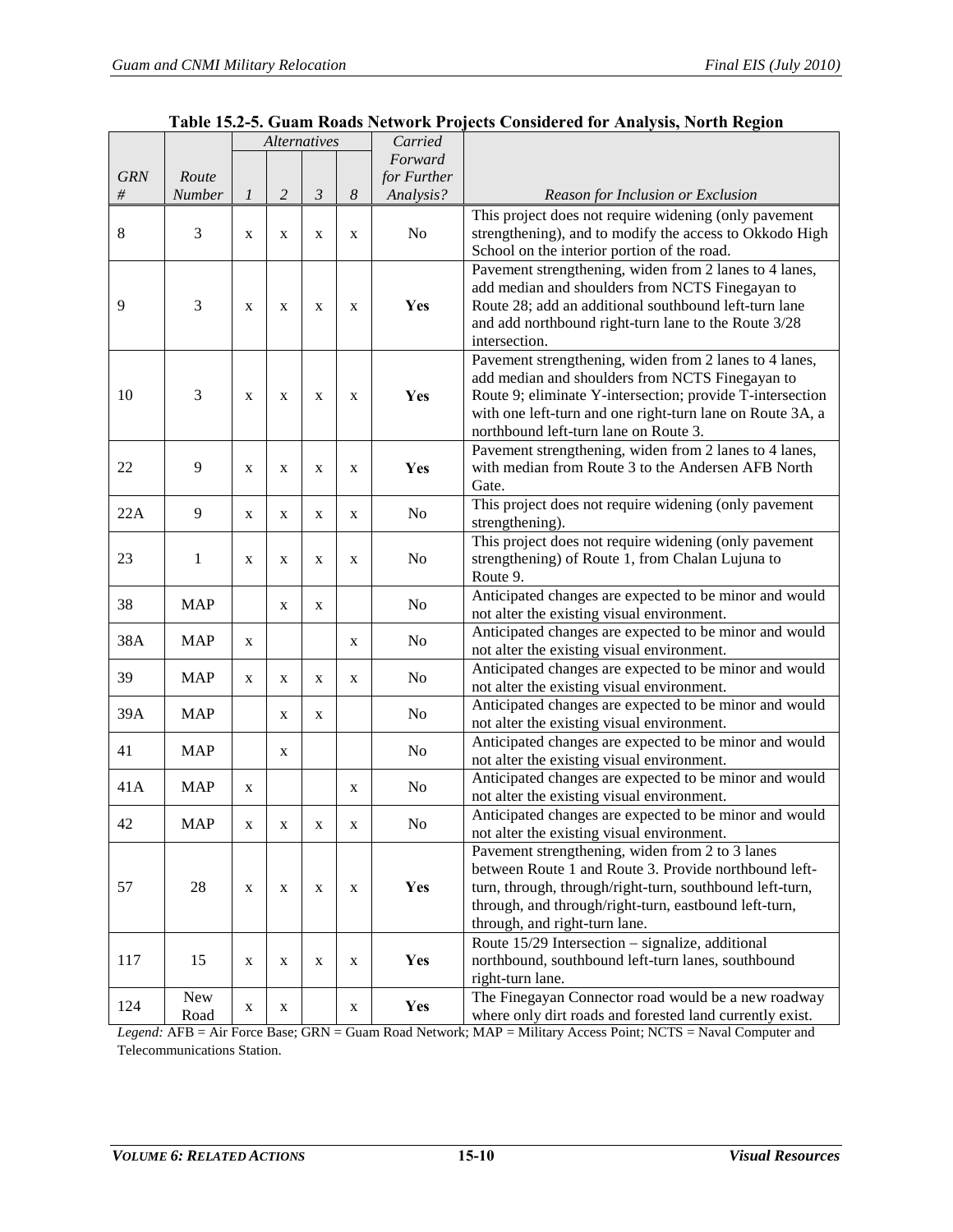**Table 15.2-5. Guam Roads Network Projects Considered for Analysis, North Region**

| *GRN #* | *Route Number* | *Alternatives* | | | | *Carried Forward for Further Analysis?* | *Reason for Inclusion or Exclusion* |
|---|---|---|---|---|---|---|---|
| | | *1* | *2* | *3* | *8* | | |
| 8 | 3 | x | x | x | x | No | This project does not require widening (only pavement strengthening), and to modify the access to Okkodo High School on the interior portion of the road. |
| 9 | 3 | x | x | x | x | **Yes** | Pavement strengthening, widen from 2 lanes to 4 lanes, add median and shoulders from NCTS Finegayan to Route 28; add an additional southbound left-turn lane and add northbound right-turn lane to the Route 3/28 intersection. |
| 10 | 3 | x | x | x | x | **Yes** | Pavement strengthening, widen from 2 lanes to 4 lanes, add median and shoulders from NCTS Finegayan to Route 9; eliminate Y-intersection; provide T-intersection with one left-turn and one right-turn lane on Route 3A, a northbound left-turn lane on Route 3. |
| 22 | 9 | x | x | x | x | **Yes** | Pavement strengthening, widen from 2 lanes to 4 lanes, with median from Route 3 to the Andersen AFB North Gate. |
| 22A | 9 | x | x | x | x | No | This project does not require widening (only pavement strengthening). |
| 23 | 1 | x | x | x | x | No | This project does not require widening (only pavement strengthening) of Route 1, from Chalan Lujuna to Route 9. |
| 38 | MAP | | x | x | | No | Anticipated changes are expected to be minor and would not alter the existing visual environment. |
| 38A | MAP | x | | | x | No | Anticipated changes are expected to be minor and would not alter the existing visual environment. |
| 39 | MAP | x | x | x | x | No | Anticipated changes are expected to be minor and would not alter the existing visual environment. |
| 39A | MAP | | x | x | | No | Anticipated changes are expected to be minor and would not alter the existing visual environment. |
| 41 | MAP | | x | | | No | Anticipated changes are expected to be minor and would not alter the existing visual environment. |
| 41A | MAP | x | | | x | No | Anticipated changes are expected to be minor and would not alter the existing visual environment. |
| 42 | MAP | x | x | x | x | No | Anticipated changes are expected to be minor and would not alter the existing visual environment. |
| 57 | 28 | x | x | x | x | **Yes** | Pavement strengthening, widen from 2 to 3 lanes between Route 1 and Route 3. Provide northbound left-turn, through, through/right-turn, southbound left-turn, through, and through/right-turn, eastbound left-turn, through, and right-turn lane. |
| 117 | 15 | x | x | x | x | **Yes** | Route 15/29 Intersection – signalize, additional northbound, southbound left-turn lanes, southbound right-turn lane. |
| 124 | New Road | x | x | | x | **Yes** | The Finegayan Connector road would be a new roadway where only dirt roads and forested land currently exist. |

*Legend:* AFB = Air Force Base; GRN = Guam Road Network; MAP = Military Access Point; NCTS = Naval Computer and Telecommunications Station.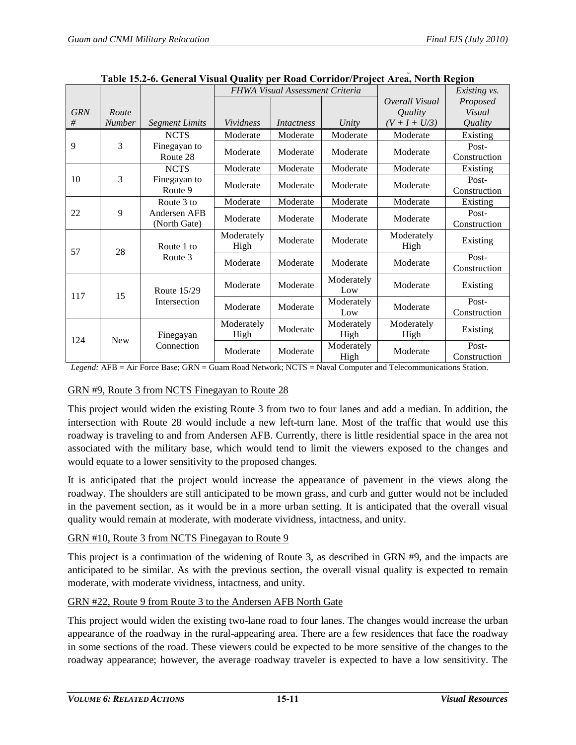**Table 15.2-6. General Visual Quality per Road Corridor/Project Area, North Region**

| *GRN #* | *Route Number* | *Segment Limits* | *FHWA Visual Assessment Criteria* | | | *Overall Visual Quality (V + I + U/3)* | *Existing vs. Proposed Visual Quality* |
|---|---|---|---|---|---|---|---|
| | | | *Vividness* | *Intactness* | *Unity* | | |
| 9 | 3 | NCTS Finegayan to Route 28 | Moderate | Moderate | Moderate | Moderate | Existing |
| | | | Moderate | Moderate | Moderate | Moderate | Post-Construction |
| 10 | 3 | NCTS Finegayan to Route 9 | Moderate | Moderate | Moderate | Moderate | Existing |
| | | | Moderate | Moderate | Moderate | Moderate | Post-Construction |
| 22 | 9 | Route 3 to Andersen AFB (North Gate) | Moderate | Moderate | Moderate | Moderate | Existing |
| | | | Moderate | Moderate | Moderate | Moderate | Post-Construction |
| 57 | 28 | Route 1 to Route 3 | Moderately High | Moderate | Moderate | Moderately High | Existing |
| | | | Moderate | Moderate | Moderate | Moderate | Post-Construction |
| 117 | 15 | Route 15/29 Intersection | Moderate | Moderate | Moderately Low | Moderate | Existing |
| | | | Moderate | Moderate | Moderately Low | Moderate | Post-Construction |
| 124 | New | Finegayan Connection | Moderately High | Moderate | Moderately High | Moderately High | Existing |
| | | | Moderate | Moderate | Moderately High | Moderate | Post-Construction |

*Legend:* AFB = Air Force Base; GRN = Guam Road Network; NCTS = Naval Computer and Telecommunications Station.

GRN #9, Route 3 from NCTS Finegayan to Route 28

This project would widen the existing Route 3 from two to four lanes and add a median. In addition, the intersection with Route 28 would include a new left-turn lane. Most of the traffic that would use this roadway is traveling to and from Andersen AFB. Currently, there is little residential space in the area not associated with the military base, which would tend to limit the viewers exposed to the changes and would equate to a lower sensitivity to the proposed changes.

It is anticipated that the project would increase the appearance of pavement in the views along the roadway. The shoulders are still anticipated to be mown grass, and curb and gutter would not be included in the pavement section, as it would be in a more urban setting. It is anticipated that the overall visual quality would remain at moderate, with moderate vividness, intactness, and unity.

GRN #10, Route 3 from NCTS Finegayan to Route 9

This project is a continuation of the widening of Route 3, as described in GRN #9, and the impacts are anticipated to be similar. As with the previous section, the overall visual quality is expected to remain moderate, with moderate vividness, intactness, and unity.

GRN #22, Route 9 from Route 3 to the Andersen AFB North Gate

This project would widen the existing two-lane road to four lanes. The changes would increase the urban appearance of the roadway in the rural-appearing area. There are a few residences that face the roadway in some sections of the road. These viewers could be expected to be more sensitive of the changes to the roadway appearance; however, the average roadway traveler is expected to have a low sensitivity. The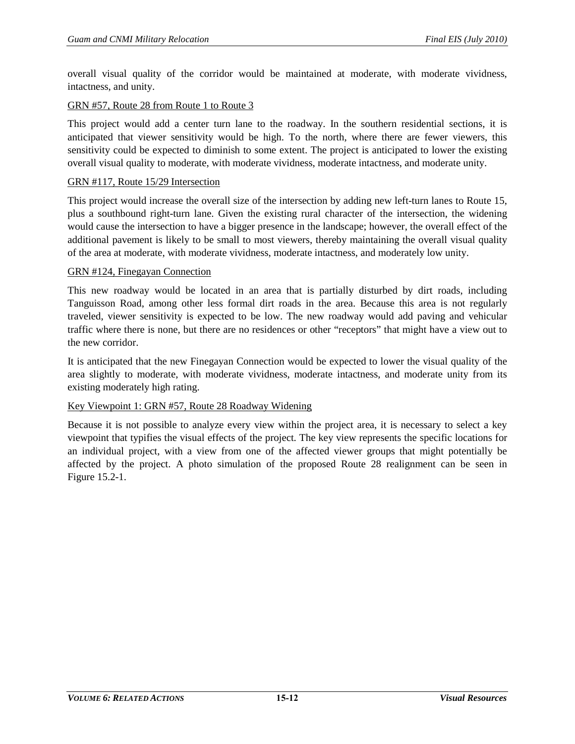overall visual quality of the corridor would be maintained at moderate, with moderate vividness, intactness, and unity.

<u>GRN #57, Route 28 from Route 1 to Route 3</u>

This project would add a center turn lane to the roadway. In the southern residential sections, it is anticipated that viewer sensitivity would be high. To the north, where there are fewer viewers, this sensitivity could be expected to diminish to some extent. The project is anticipated to lower the existing overall visual quality to moderate, with moderate vividness, moderate intactness, and moderate unity.

<u>GRN #117, Route 15/29 Intersection</u>

This project would increase the overall size of the intersection by adding new left-turn lanes to Route 15, plus a southbound right-turn lane. Given the existing rural character of the intersection, the widening would cause the intersection to have a bigger presence in the landscape; however, the overall effect of the additional pavement is likely to be small to most viewers, thereby maintaining the overall visual quality of the area at moderate, with moderate vividness, moderate intactness, and moderately low unity.

<u>GRN #124, Finegayan Connection</u>

This new roadway would be located in an area that is partially disturbed by dirt roads, including Tanguisson Road, among other less formal dirt roads in the area. Because this area is not regularly traveled, viewer sensitivity is expected to be low. The new roadway would add paving and vehicular traffic where there is none, but there are no residences or other "receptors" that might have a view out to the new corridor.

It is anticipated that the new Finegayan Connection would be expected to lower the visual quality of the area slightly to moderate, with moderate vividness, moderate intactness, and moderate unity from its existing moderately high rating.

<u>Key Viewpoint 1: GRN #57, Route 28 Roadway Widening</u>

Because it is not possible to analyze every view within the project area, it is necessary to select a key viewpoint that typifies the visual effects of the project. The key view represents the specific locations for an individual project, with a view from one of the affected viewer groups that might potentially be affected by the project. A photo simulation of the proposed Route 28 realignment can be seen in Figure 15.2-1.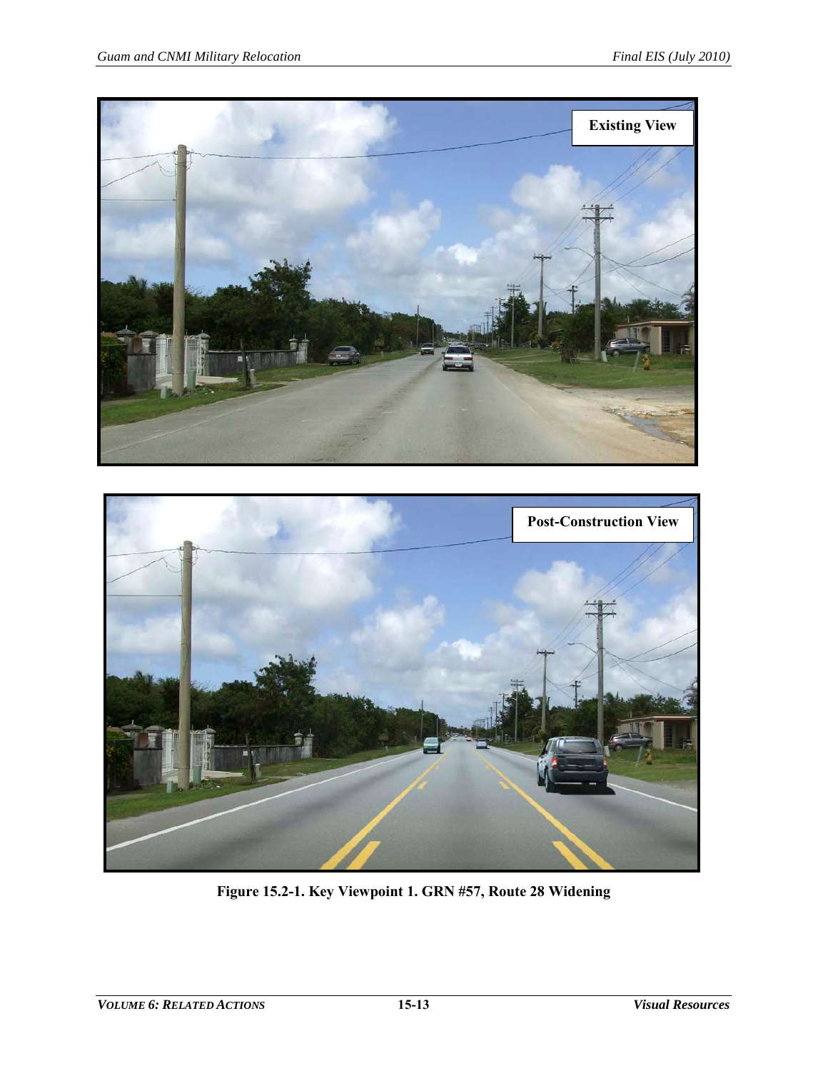Figure 15.2-1. Key Viewpoint 1. GRN #57, Route 28 Widening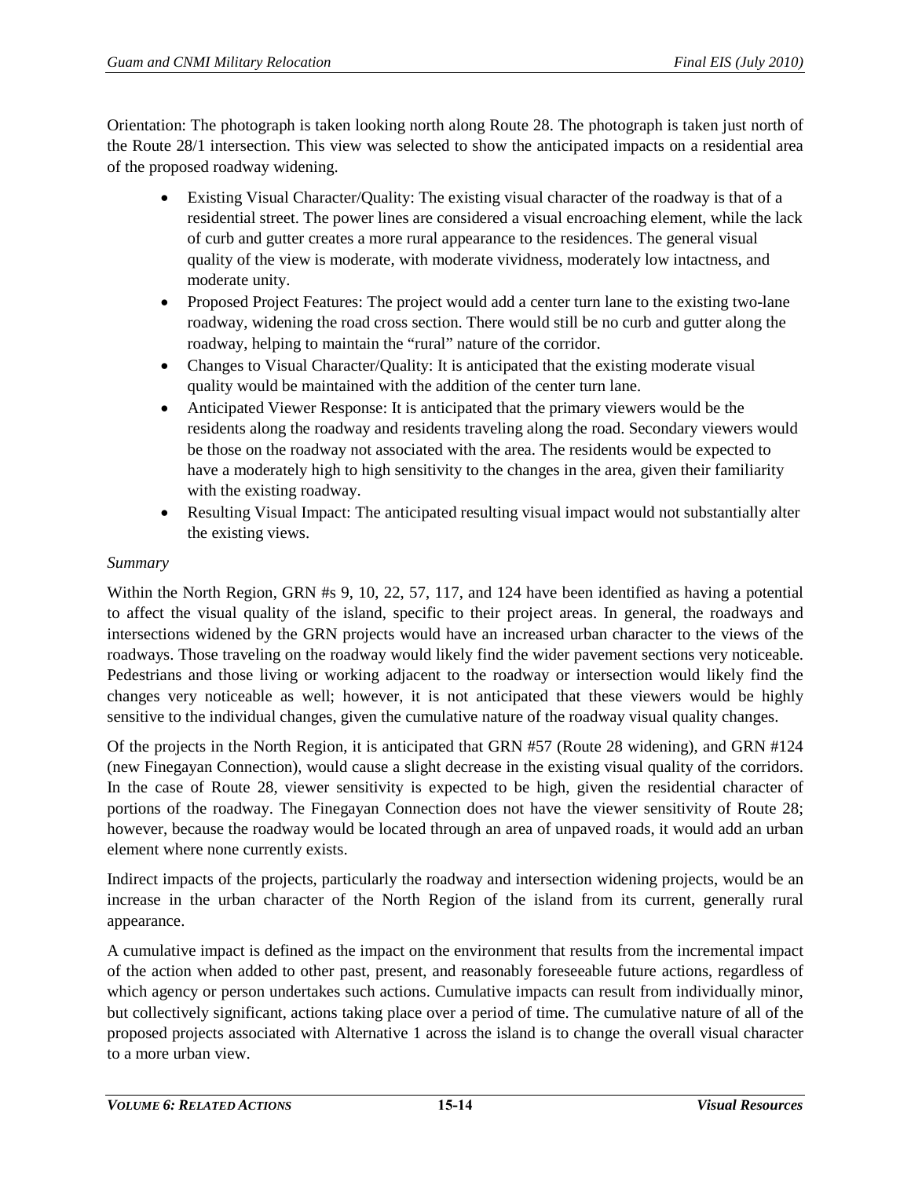Orientation: The photograph is taken looking north along Route 28. The photograph is taken just north of the Route 28/1 intersection. This view was selected to show the anticipated impacts on a residential area of the proposed roadway widening.

- Existing Visual Character/Quality: The existing visual character of the roadway is that of a residential street. The power lines are considered a visual encroaching element, while the lack of curb and gutter creates a more rural appearance to the residences. The general visual quality of the view is moderate, with moderate vividness, moderately low intactness, and moderate unity.
- Proposed Project Features: The project would add a center turn lane to the existing two-lane roadway, widening the road cross section. There would still be no curb and gutter along the roadway, helping to maintain the "rural" nature of the corridor.
- Changes to Visual Character/Quality: It is anticipated that the existing moderate visual quality would be maintained with the addition of the center turn lane.
- Anticipated Viewer Response: It is anticipated that the primary viewers would be the residents along the roadway and residents traveling along the road. Secondary viewers would be those on the roadway not associated with the area. The residents would be expected to have a moderately high to high sensitivity to the changes in the area, given their familiarity with the existing roadway.
- Resulting Visual Impact: The anticipated resulting visual impact would not substantially alter the existing views.

*Summary*

Within the North Region, GRN #s 9, 10, 22, 57, 117, and 124 have been identified as having a potential to affect the visual quality of the island, specific to their project areas. In general, the roadways and intersections widened by the GRN projects would have an increased urban character to the views of the roadways. Those traveling on the roadway would likely find the wider pavement sections very noticeable. Pedestrians and those living or working adjacent to the roadway or intersection would likely find the changes very noticeable as well; however, it is not anticipated that these viewers would be highly sensitive to the individual changes, given the cumulative nature of the roadway visual quality changes.

Of the projects in the North Region, it is anticipated that GRN #57 (Route 28 widening), and GRN #124 (new Finegayan Connection), would cause a slight decrease in the existing visual quality of the corridors. In the case of Route 28, viewer sensitivity is expected to be high, given the residential character of portions of the roadway. The Finegayan Connection does not have the viewer sensitivity of Route 28; however, because the roadway would be located through an area of unpaved roads, it would add an urban element where none currently exists.

Indirect impacts of the projects, particularly the roadway and intersection widening projects, would be an increase in the urban character of the North Region of the island from its current, generally rural appearance.

A cumulative impact is defined as the impact on the environment that results from the incremental impact of the action when added to other past, present, and reasonably foreseeable future actions, regardless of which agency or person undertakes such actions. Cumulative impacts can result from individually minor, but collectively significant, actions taking place over a period of time. The cumulative nature of all of the proposed projects associated with Alternative 1 across the island is to change the overall visual character to a more urban view.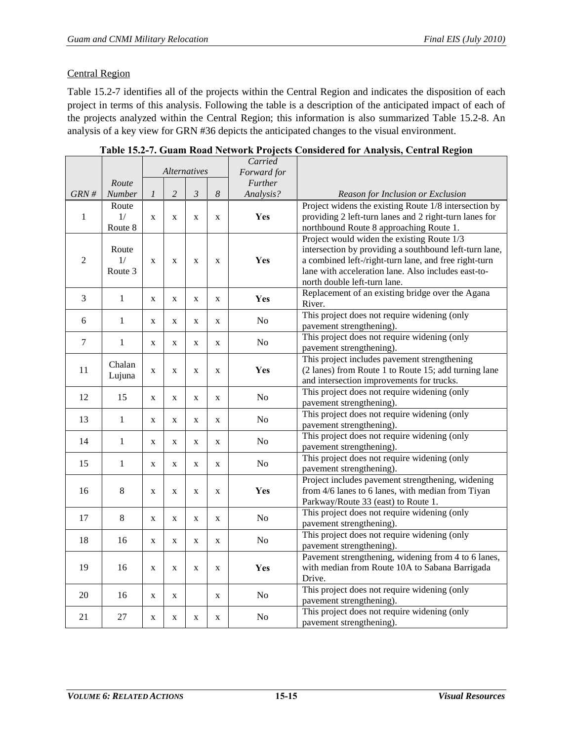Central Region

Table 15.2-7 identifies all of the projects within the Central Region and indicates the disposition of each project in terms of this analysis. Following the table is a description of the anticipated impact of each of the projects analyzed within the Central Region; this information is also summarized Table 15.2-8. An analysis of a key view for GRN #36 depicts the anticipated changes to the visual environment.

**Table 15.2-7. Guam Road Network Projects Considered for Analysis, Central Region**

| *GRN #* | *Route Number* | *Alternatives* | | | | *Carried Forward for Further Analysis?* | *Reason for Inclusion or Exclusion* |
|---|---|---|---|---|---|---|---|
| | | *1* | *2* | *3* | *8* | | |
| 1 | Route 1/ Route 8 | x | x | x | x | **Yes** | Project widens the existing Route 1/8 intersection by providing 2 left-turn lanes and 2 right-turn lanes for northbound Route 8 approaching Route 1. |
| 2 | Route 1/ Route 3 | x | x | x | x | **Yes** | Project would widen the existing Route 1/3 intersection by providing a southbound left-turn lane, a combined left-/right-turn lane, and free right-turn lane with acceleration lane. Also includes east-to-north double left-turn lane. |
| 3 | 1 | x | x | x | x | **Yes** | Replacement of an existing bridge over the Agana River. |
| 6 | 1 | x | x | x | x | No | This project does not require widening (only pavement strengthening). |
| 7 | 1 | x | x | x | x | No | This project does not require widening (only pavement strengthening). |
| 11 | Chalan Lujuna | x | x | x | x | **Yes** | This project includes pavement strengthening (2 lanes) from Route 1 to Route 15; add turning lane and intersection improvements for trucks. |
| 12 | 15 | x | x | x | x | No | This project does not require widening (only pavement strengthening). |
| 13 | 1 | x | x | x | x | No | This project does not require widening (only pavement strengthening). |
| 14 | 1 | x | x | x | x | No | This project does not require widening (only pavement strengthening). |
| 15 | 1 | x | x | x | x | No | This project does not require widening (only pavement strengthening). |
| 16 | 8 | x | x | x | x | **Yes** | Project includes pavement strengthening, widening from 4/6 lanes to 6 lanes, with median from Tiyan Parkway/Route 33 (east) to Route 1. |
| 17 | 8 | x | x | x | x | No | This project does not require widening (only pavement strengthening). |
| 18 | 16 | x | x | x | x | No | This project does not require widening (only pavement strengthening). |
| 19 | 16 | x | x | x | x | **Yes** | Pavement strengthening, widening from 4 to 6 lanes, with median from Route 10A to Sabana Barrigada Drive. |
| 20 | 16 | x | x | | x | No | This project does not require widening (only pavement strengthening). |
| 21 | 27 | x | x | x | x | No | This project does not require widening (only pavement strengthening). |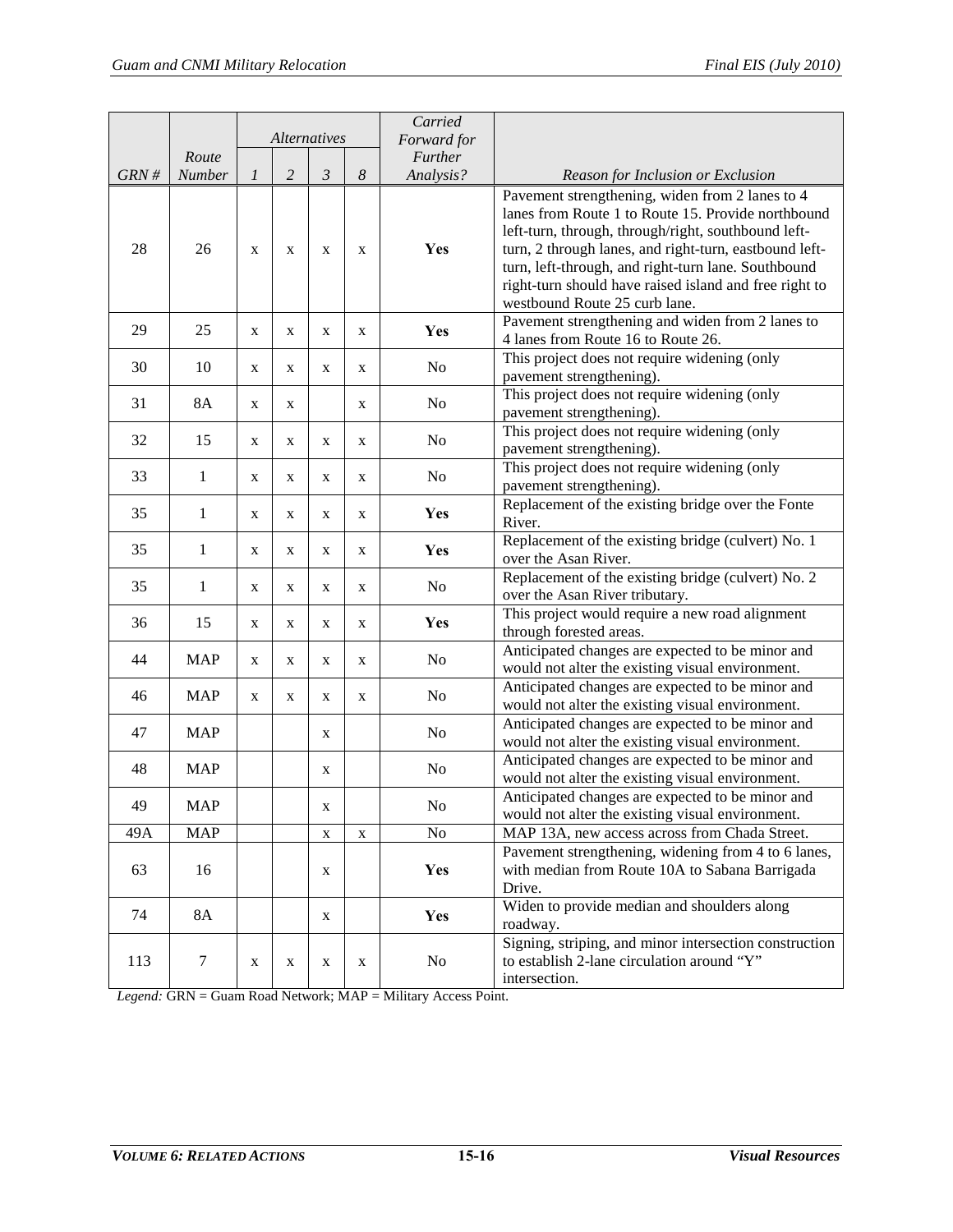| GRN # | Route Number | Alternatives | | | | Carried Forward for Further Analysis? | Reason for Inclusion or Exclusion |
|---|---|---|---|---|---|---|---|
| | | 1 | 2 | 3 | 8 | | |
| 28 | 26 | x | x | x | x | **Yes** | Pavement strengthening, widen from 2 lanes to 4 lanes from Route 1 to Route 15. Provide northbound left-turn, through, through/right, southbound left-turn, 2 through lanes, and right-turn, eastbound left-turn, left-through, and right-turn lane. Southbound right-turn should have raised island and free right to westbound Route 25 curb lane. |
| 29 | 25 | x | x | x | x | **Yes** | Pavement strengthening and widen from 2 lanes to 4 lanes from Route 16 to Route 26. |
| 30 | 10 | x | x | x | x | No | This project does not require widening (only pavement strengthening). |
| 31 | 8A | x | x | | x | No | This project does not require widening (only pavement strengthening). |
| 32 | 15 | x | x | x | x | No | This project does not require widening (only pavement strengthening). |
| 33 | 1 | x | x | x | x | No | This project does not require widening (only pavement strengthening). |
| 35 | 1 | x | x | x | x | **Yes** | Replacement of the existing bridge over the Fonte River. |
| 35 | 1 | x | x | x | x | **Yes** | Replacement of the existing bridge (culvert) No. 1 over the Asan River. |
| 35 | 1 | x | x | x | x | No | Replacement of the existing bridge (culvert) No. 2 over the Asan River tributary. |
| 36 | 15 | x | x | x | x | **Yes** | This project would require a new road alignment through forested areas. |
| 44 | MAP | x | x | x | x | No | Anticipated changes are expected to be minor and would not alter the existing visual environment. |
| 46 | MAP | x | x | x | x | No | Anticipated changes are expected to be minor and would not alter the existing visual environment. |
| 47 | MAP | | | x | | No | Anticipated changes are expected to be minor and would not alter the existing visual environment. |
| 48 | MAP | | | x | | No | Anticipated changes are expected to be minor and would not alter the existing visual environment. |
| 49 | MAP | | | x | | No | Anticipated changes are expected to be minor and would not alter the existing visual environment. |
| 49A | MAP | | | x | x | No | MAP 13A, new access across from Chada Street. |
| 63 | 16 | | | x | | **Yes** | Pavement strengthening, widening from 4 to 6 lanes, with median from Route 10A to Sabana Barrigada Drive. |
| 74 | 8A | | | x | | **Yes** | Widen to provide median and shoulders along roadway. |
| 113 | 7 | x | x | x | x | No | Signing, striping, and minor intersection construction to establish 2-lane circulation around "Y" intersection. |

*Legend:* GRN = Guam Road Network; MAP = Military Access Point.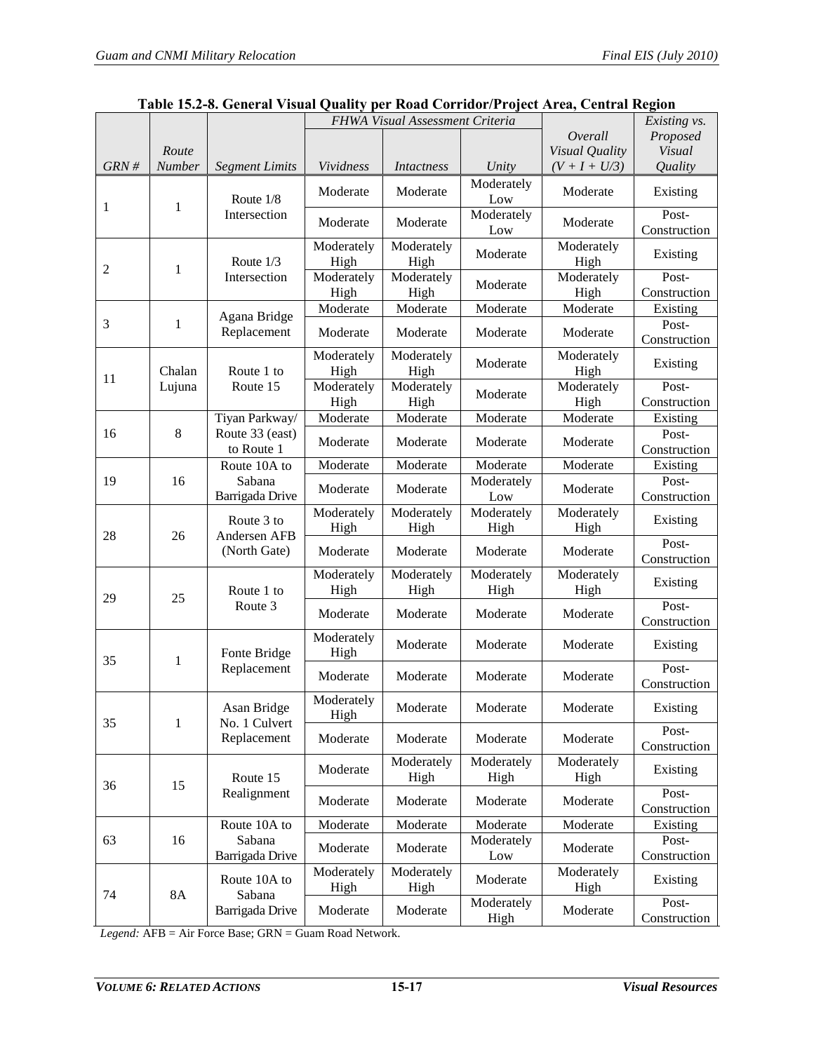**Table 15.2-8. General Visual Quality per Road Corridor/Project Area, Central Region**

| GRN # | Route Number | Segment Limits | *FHWA Visual Assessment Criteria* Vividness | Intactness | Unity | Overall Visual Quality (V + I + U/3) | Existing vs. Proposed Visual Quality |
|---|---|---|---|---|---|---|---|
| 1 | 1 | Route 1/8 Intersection | Moderate | Moderate | Moderately Low | Moderate | Existing |
| | | | Moderate | Moderate | Moderately Low | Moderate | Post-Construction |
| 2 | 1 | Route 1/3 Intersection | Moderately High | Moderately High | Moderate | Moderately High | Existing |
| | | | Moderately High | Moderately High | Moderate | Moderately High | Post-Construction |
| 3 | 1 | Agana Bridge Replacement | Moderate | Moderate | Moderate | Moderate | Existing |
| | | | Moderate | Moderate | Moderate | Moderate | Post-Construction |
| 11 | Chalan Lujuna | Route 1 to Route 15 | Moderately High | Moderately High | Moderate | Moderately High | Existing |
| | | | Moderately High | Moderately High | Moderate | Moderately High | Post-Construction |
| 16 | 8 | Tiyan Parkway/ Route 33 (east) to Route 1 | Moderate | Moderate | Moderate | Moderate | Existing |
| | | | Moderate | Moderate | Moderate | Moderate | Post-Construction |
| 19 | 16 | Route 10A to Sabana Barrigada Drive | Moderate | Moderate | Moderate | Moderate | Existing |
| | | | Moderate | Moderate | Moderately Low | Moderate | Post-Construction |
| 28 | 26 | Route 3 to Andersen AFB (North Gate) | Moderately High | Moderately High | Moderately High | Moderately High | Existing |
| | | | Moderate | Moderate | Moderate | Moderate | Post-Construction |
| 29 | 25 | Route 1 to Route 3 | Moderately High | Moderately High | Moderately High | Moderately High | Existing |
| | | | Moderate | Moderate | Moderate | Moderate | Post-Construction |
| 35 | 1 | Fonte Bridge Replacement | Moderately High | Moderate | Moderate | Moderate | Existing |
| | | | Moderate | Moderate | Moderate | Moderate | Post-Construction |
| 35 | 1 | Asan Bridge No. 1 Culvert Replacement | Moderately High | Moderate | Moderate | Moderate | Existing |
| | | | Moderate | Moderate | Moderate | Moderate | Post-Construction |
| 36 | 15 | Route 15 Realignment | Moderate | Moderately High | Moderately High | Moderately High | Existing |
| | | | Moderate | Moderate | Moderate | Moderate | Post-Construction |
| 63 | 16 | Route 10A to Sabana Barrigada Drive | Moderate | Moderate | Moderate | Moderate | Existing |
| | | | Moderate | Moderate | Moderately Low | Moderate | Post-Construction |
| 74 | 8A | Route 10A to Sabana Barrigada Drive | Moderately High | Moderately High | Moderate | Moderately High | Existing |
| | | | Moderate | Moderate | Moderately High | Moderate | Post-Construction |

*Legend:* AFB = Air Force Base; GRN = Guam Road Network.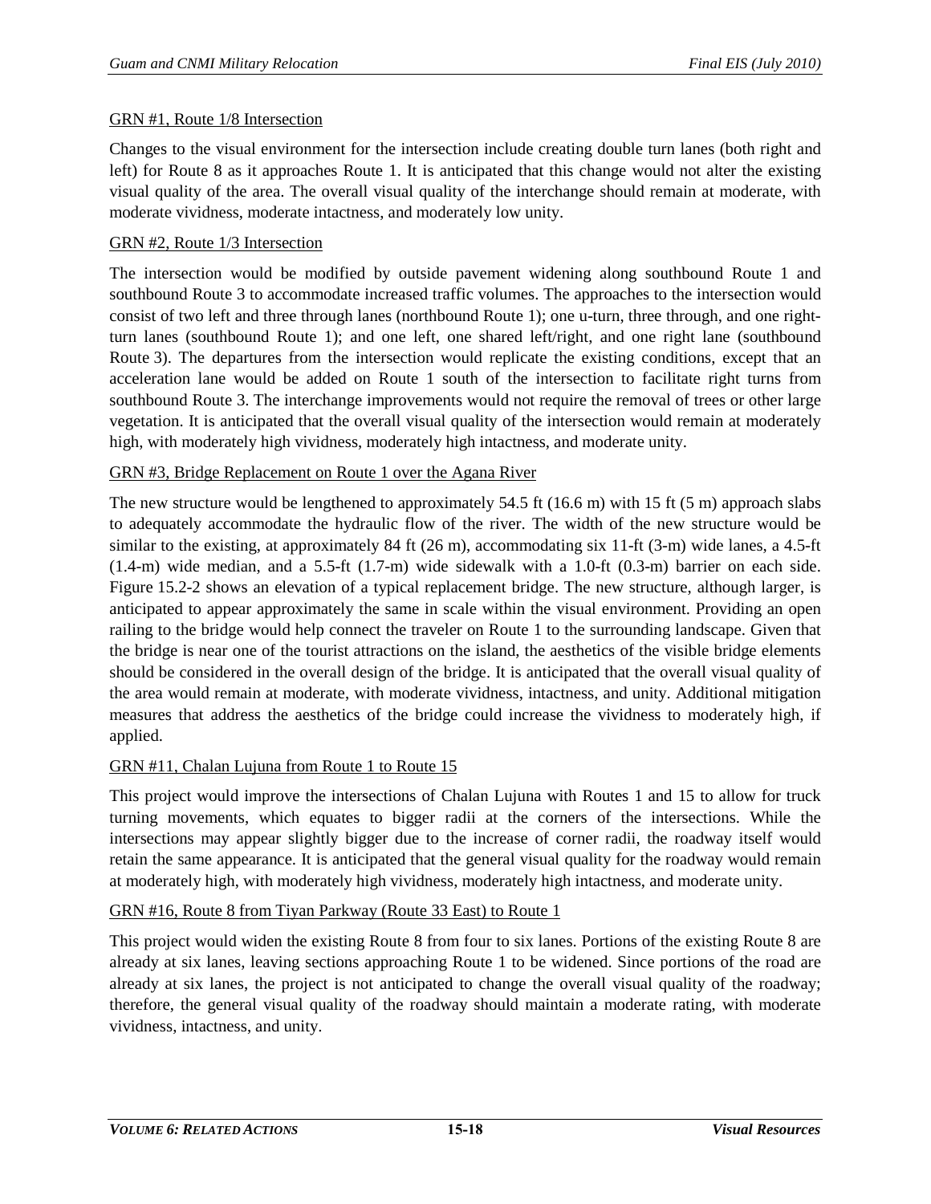GRN #1, Route 1/8 Intersection

Changes to the visual environment for the intersection include creating double turn lanes (both right and left) for Route 8 as it approaches Route 1. It is anticipated that this change would not alter the existing visual quality of the area. The overall visual quality of the interchange should remain at moderate, with moderate vividness, moderate intactness, and moderately low unity.

GRN #2, Route 1/3 Intersection

The intersection would be modified by outside pavement widening along southbound Route 1 and southbound Route 3 to accommodate increased traffic volumes. The approaches to the intersection would consist of two left and three through lanes (northbound Route 1); one u-turn, three through, and one right-turn lanes (southbound Route 1); and one left, one shared left/right, and one right lane (southbound Route 3). The departures from the intersection would replicate the existing conditions, except that an acceleration lane would be added on Route 1 south of the intersection to facilitate right turns from southbound Route 3. The interchange improvements would not require the removal of trees or other large vegetation. It is anticipated that the overall visual quality of the intersection would remain at moderately high, with moderately high vividness, moderately high intactness, and moderate unity.

GRN #3, Bridge Replacement on Route 1 over the Agana River

The new structure would be lengthened to approximately 54.5 ft (16.6 m) with 15 ft (5 m) approach slabs to adequately accommodate the hydraulic flow of the river. The width of the new structure would be similar to the existing, at approximately 84 ft (26 m), accommodating six 11-ft (3-m) wide lanes, a 4.5-ft (1.4-m) wide median, and a 5.5-ft (1.7-m) wide sidewalk with a 1.0-ft (0.3-m) barrier on each side. Figure 15.2-2 shows an elevation of a typical replacement bridge. The new structure, although larger, is anticipated to appear approximately the same in scale within the visual environment. Providing an open railing to the bridge would help connect the traveler on Route 1 to the surrounding landscape. Given that the bridge is near one of the tourist attractions on the island, the aesthetics of the visible bridge elements should be considered in the overall design of the bridge. It is anticipated that the overall visual quality of the area would remain at moderate, with moderate vividness, intactness, and unity. Additional mitigation measures that address the aesthetics of the bridge could increase the vividness to moderately high, if applied.

GRN #11, Chalan Lujuna from Route 1 to Route 15

This project would improve the intersections of Chalan Lujuna with Routes 1 and 15 to allow for truck turning movements, which equates to bigger radii at the corners of the intersections. While the intersections may appear slightly bigger due to the increase of corner radii, the roadway itself would retain the same appearance. It is anticipated that the general visual quality for the roadway would remain at moderately high, with moderately high vividness, moderately high intactness, and moderate unity.

GRN #16, Route 8 from Tiyan Parkway (Route 33 East) to Route 1

This project would widen the existing Route 8 from four to six lanes. Portions of the existing Route 8 are already at six lanes, leaving sections approaching Route 1 to be widened. Since portions of the road are already at six lanes, the project is not anticipated to change the overall visual quality of the roadway; therefore, the general visual quality of the roadway should maintain a moderate rating, with moderate vividness, intactness, and unity.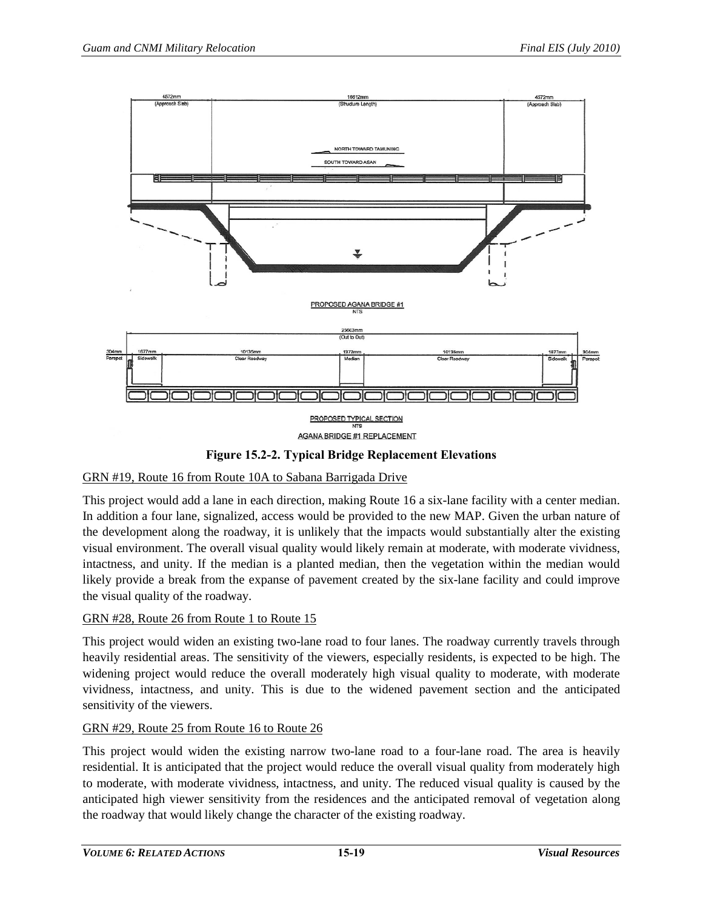Figure 15.2-2. Typical Bridge Replacement Elevations

GRN #19, Route 16 from Route 10A to Sabana Barrigada Drive

This project would add a lane in each direction, making Route 16 a six-lane facility with a center median. In addition a four lane, signalized, access would be provided to the new MAP. Given the urban nature of the development along the roadway, it is unlikely that the impacts would substantially alter the existing visual environment. The overall visual quality would likely remain at moderate, with moderate vividness, intactness, and unity. If the median is a planted median, then the vegetation within the median would likely provide a break from the expanse of pavement created by the six-lane facility and could improve the visual quality of the roadway.

GRN #28, Route 26 from Route 1 to Route 15

This project would widen an existing two-lane road to four lanes. The roadway currently travels through heavily residential areas. The sensitivity of the viewers, especially residents, is expected to be high. The widening project would reduce the overall moderately high visual quality to moderate, with moderate vividness, intactness, and unity. This is due to the widened pavement section and the anticipated sensitivity of the viewers.

GRN #29, Route 25 from Route 16 to Route 26

This project would widen the existing narrow two-lane road to a four-lane road. The area is heavily residential. It is anticipated that the project would reduce the overall visual quality from moderately high to moderate, with moderate vividness, intactness, and unity. The reduced visual quality is caused by the anticipated high viewer sensitivity from the residences and the anticipated removal of vegetation along the roadway that would likely change the character of the existing roadway.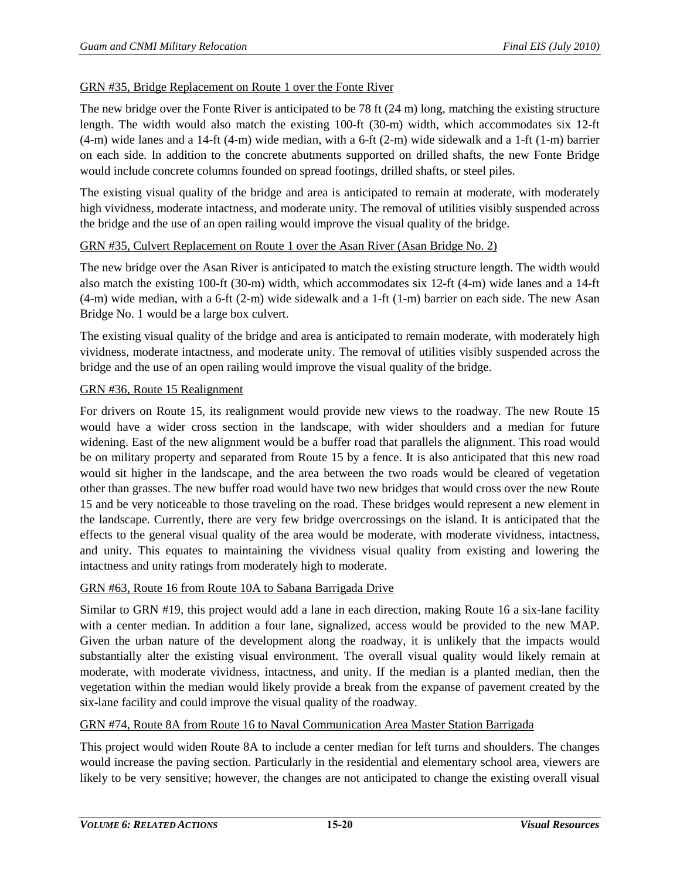GRN #35, Bridge Replacement on Route 1 over the Fonte River

The new bridge over the Fonte River is anticipated to be 78 ft (24 m) long, matching the existing structure length. The width would also match the existing 100-ft (30-m) width, which accommodates six 12-ft (4-m) wide lanes and a 14-ft (4-m) wide median, with a 6-ft (2-m) wide sidewalk and a 1-ft (1-m) barrier on each side. In addition to the concrete abutments supported on drilled shafts, the new Fonte Bridge would include concrete columns founded on spread footings, drilled shafts, or steel piles.

The existing visual quality of the bridge and area is anticipated to remain at moderate, with moderately high vividness, moderate intactness, and moderate unity. The removal of utilities visibly suspended across the bridge and the use of an open railing would improve the visual quality of the bridge.

GRN #35, Culvert Replacement on Route 1 over the Asan River (Asan Bridge No. 2)

The new bridge over the Asan River is anticipated to match the existing structure length. The width would also match the existing 100-ft (30-m) width, which accommodates six 12-ft (4-m) wide lanes and a 14-ft (4-m) wide median, with a 6-ft (2-m) wide sidewalk and a 1-ft (1-m) barrier on each side. The new Asan Bridge No. 1 would be a large box culvert.

The existing visual quality of the bridge and area is anticipated to remain moderate, with moderately high vividness, moderate intactness, and moderate unity. The removal of utilities visibly suspended across the bridge and the use of an open railing would improve the visual quality of the bridge.

GRN #36, Route 15 Realignment

For drivers on Route 15, its realignment would provide new views to the roadway. The new Route 15 would have a wider cross section in the landscape, with wider shoulders and a median for future widening. East of the new alignment would be a buffer road that parallels the alignment. This road would be on military property and separated from Route 15 by a fence. It is also anticipated that this new road would sit higher in the landscape, and the area between the two roads would be cleared of vegetation other than grasses. The new buffer road would have two new bridges that would cross over the new Route 15 and be very noticeable to those traveling on the road. These bridges would represent a new element in the landscape. Currently, there are very few bridge overcrossings on the island. It is anticipated that the effects to the general visual quality of the area would be moderate, with moderate vividness, intactness, and unity. This equates to maintaining the vividness visual quality from existing and lowering the intactness and unity ratings from moderately high to moderate.

GRN #63, Route 16 from Route 10A to Sabana Barrigada Drive

Similar to GRN #19, this project would add a lane in each direction, making Route 16 a six-lane facility with a center median. In addition a four lane, signalized, access would be provided to the new MAP. Given the urban nature of the development along the roadway, it is unlikely that the impacts would substantially alter the existing visual environment. The overall visual quality would likely remain at moderate, with moderate vividness, intactness, and unity. If the median is a planted median, then the vegetation within the median would likely provide a break from the expanse of pavement created by the six-lane facility and could improve the visual quality of the roadway.

GRN #74, Route 8A from Route 16 to Naval Communication Area Master Station Barrigada

This project would widen Route 8A to include a center median for left turns and shoulders. The changes would increase the paving section. Particularly in the residential and elementary school area, viewers are likely to be very sensitive; however, the changes are not anticipated to change the existing overall visual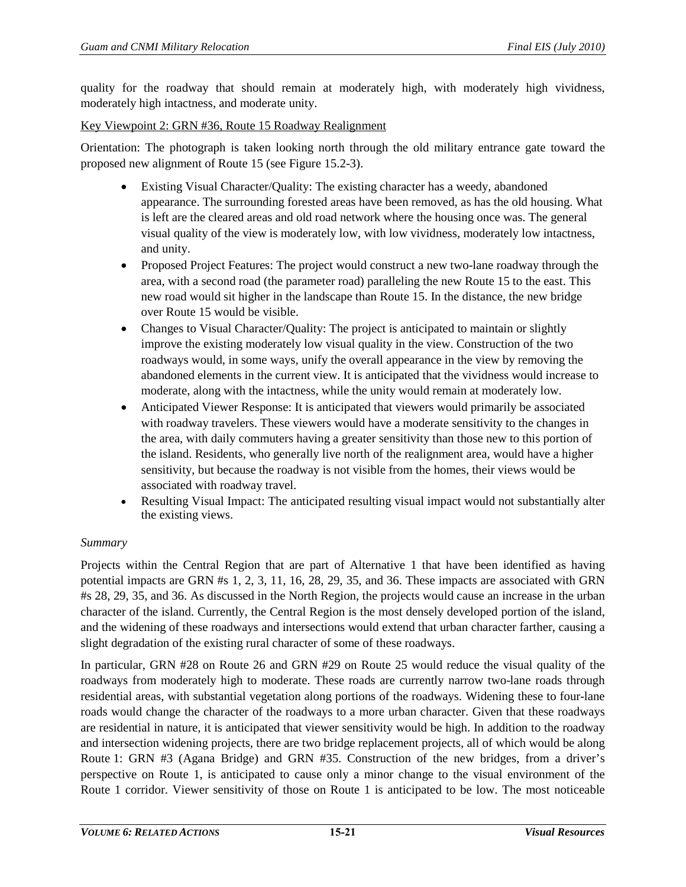quality for the roadway that should remain at moderately high, with moderately high vividness, moderately high intactness, and moderate unity.

Key Viewpoint 2: GRN #36, Route 15 Roadway Realignment

Orientation: The photograph is taken looking north through the old military entrance gate toward the proposed new alignment of Route 15 (see Figure 15.2-3).

- Existing Visual Character/Quality: The existing character has a weedy, abandoned appearance. The surrounding forested areas have been removed, as has the old housing. What is left are the cleared areas and old road network where the housing once was. The general visual quality of the view is moderately low, with low vividness, moderately low intactness, and unity.
- Proposed Project Features: The project would construct a new two-lane roadway through the area, with a second road (the parameter road) paralleling the new Route 15 to the east. This new road would sit higher in the landscape than Route 15. In the distance, the new bridge over Route 15 would be visible.
- Changes to Visual Character/Quality: The project is anticipated to maintain or slightly improve the existing moderately low visual quality in the view. Construction of the two roadways would, in some ways, unify the overall appearance in the view by removing the abandoned elements in the current view. It is anticipated that the vividness would increase to moderate, along with the intactness, while the unity would remain at moderately low.
- Anticipated Viewer Response: It is anticipated that viewers would primarily be associated with roadway travelers. These viewers would have a moderate sensitivity to the changes in the area, with daily commuters having a greater sensitivity than those new to this portion of the island. Residents, who generally live north of the realignment area, would have a higher sensitivity, but because the roadway is not visible from the homes, their views would be associated with roadway travel.
- Resulting Visual Impact: The anticipated resulting visual impact would not substantially alter the existing views.

*Summary*

Projects within the Central Region that are part of Alternative 1 that have been identified as having potential impacts are GRN #s 1, 2, 3, 11, 16, 28, 29, 35, and 36. These impacts are associated with GRN #s 28, 29, 35, and 36. As discussed in the North Region, the projects would cause an increase in the urban character of the island. Currently, the Central Region is the most densely developed portion of the island, and the widening of these roadways and intersections would extend that urban character farther, causing a slight degradation of the existing rural character of some of these roadways.

In particular, GRN #28 on Route 26 and GRN #29 on Route 25 would reduce the visual quality of the roadways from moderately high to moderate. These roads are currently narrow two-lane roads through residential areas, with substantial vegetation along portions of the roadways. Widening these to four-lane roads would change the character of the roadways to a more urban character. Given that these roadways are residential in nature, it is anticipated that viewer sensitivity would be high. In addition to the roadway and intersection widening projects, there are two bridge replacement projects, all of which would be along Route 1: GRN #3 (Agana Bridge) and GRN #35. Construction of the new bridges, from a driver's perspective on Route 1, is anticipated to cause only a minor change to the visual environment of the Route 1 corridor. Viewer sensitivity of those on Route 1 is anticipated to be low. The most noticeable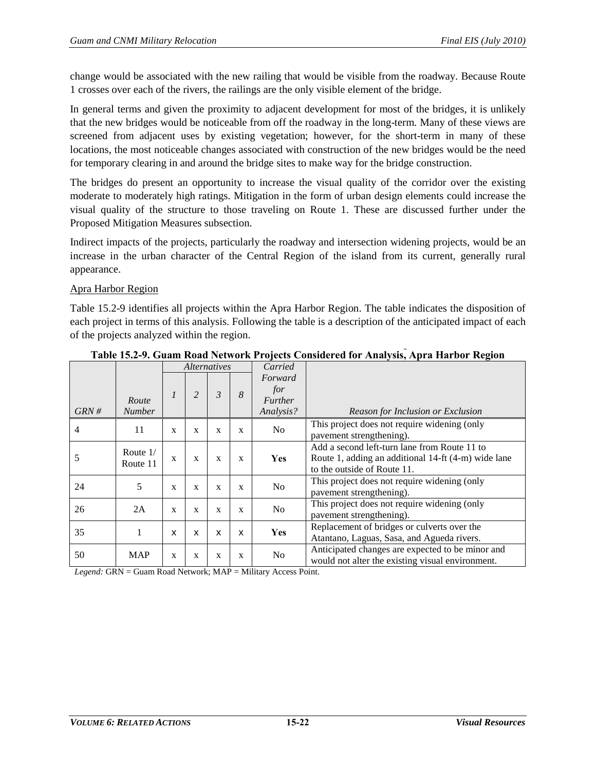change would be associated with the new railing that would be visible from the roadway. Because Route 1 crosses over each of the rivers, the railings are the only visible element of the bridge.

In general terms and given the proximity to adjacent development for most of the bridges, it is unlikely that the new bridges would be noticeable from off the roadway in the long-term. Many of these views are screened from adjacent uses by existing vegetation; however, for the short-term in many of these locations, the most noticeable changes associated with construction of the new bridges would be the need for temporary clearing in and around the bridge sites to make way for the bridge construction.

The bridges do present an opportunity to increase the visual quality of the corridor over the existing moderate to moderately high ratings. Mitigation in the form of urban design elements could increase the visual quality of the structure to those traveling on Route 1. These are discussed further under the Proposed Mitigation Measures subsection.

Indirect impacts of the projects, particularly the roadway and intersection widening projects, would be an increase in the urban character of the Central Region of the island from its current, generally rural appearance.

Apra Harbor Region

Table 15.2-9 identifies all projects within the Apra Harbor Region. The table indicates the disposition of each project in terms of this analysis. Following the table is a description of the anticipated impact of each of the projects analyzed within the region.

**Table 15.2-9. Guam Road Network Projects Considered for Analysis, Apra Harbor Region**

| *GRN #* | *Route Number* | *Alternatives* | | | | *Carried Forward for Further Analysis?* | *Reason for Inclusion or Exclusion* |
|---|---|---|---|---|---|---|---|
| | | *1* | *2* | *3* | *8* | | |
| 4 | 11 | x | x | x | x | No | This project does not require widening (only pavement strengthening). |
| 5 | Route 1/ Route 11 | x | x | x | x | **Yes** | Add a second left-turn lane from Route 11 to Route 1, adding an additional 14-ft (4-m) wide lane to the outside of Route 11. |
| 24 | 5 | x | x | x | x | No | This project does not require widening (only pavement strengthening). |
| 26 | 2A | x | x | x | x | No | This project does not require widening (only pavement strengthening). |
| 35 | 1 | x | x | x | x | **Yes** | Replacement of bridges or culverts over the Atantano, Laguas, Sasa, and Agueda rivers. |
| 50 | MAP | x | x | x | x | No | Anticipated changes are expected to be minor and would not alter the existing visual environment. |

*Legend:* GRN = Guam Road Network; MAP = Military Access Point.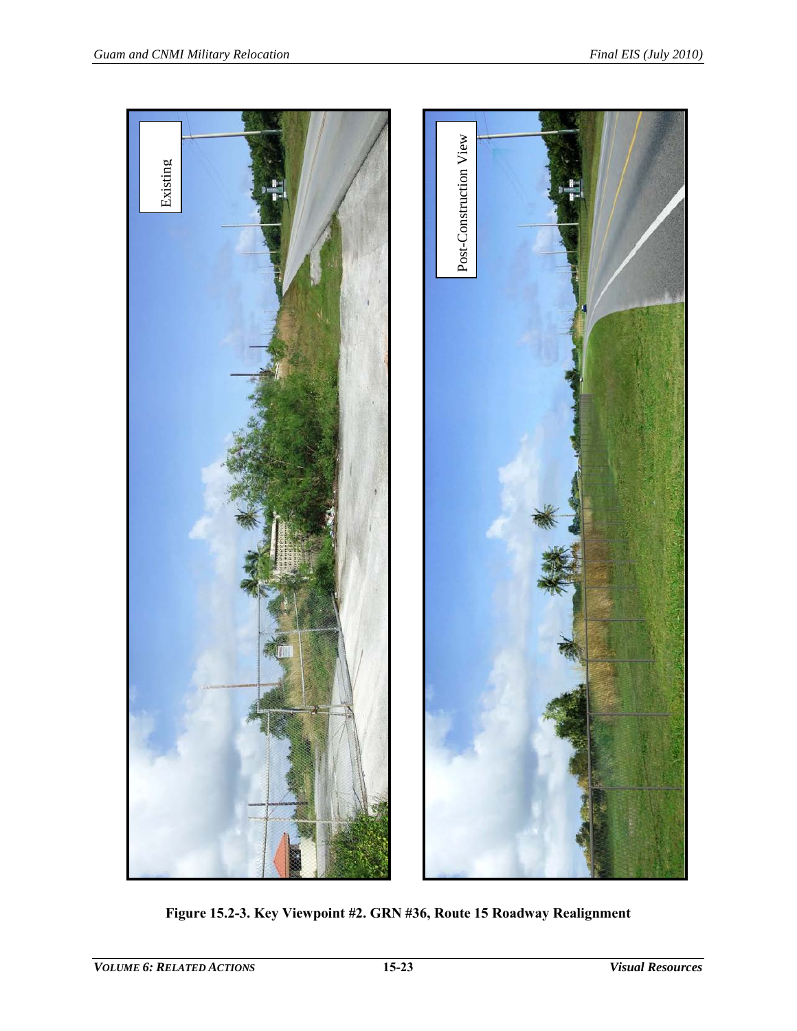Existing

Post-Construction View

**Figure 15.2-3. Key Viewpoint #2. GRN #36, Route 15 Roadway Realignment**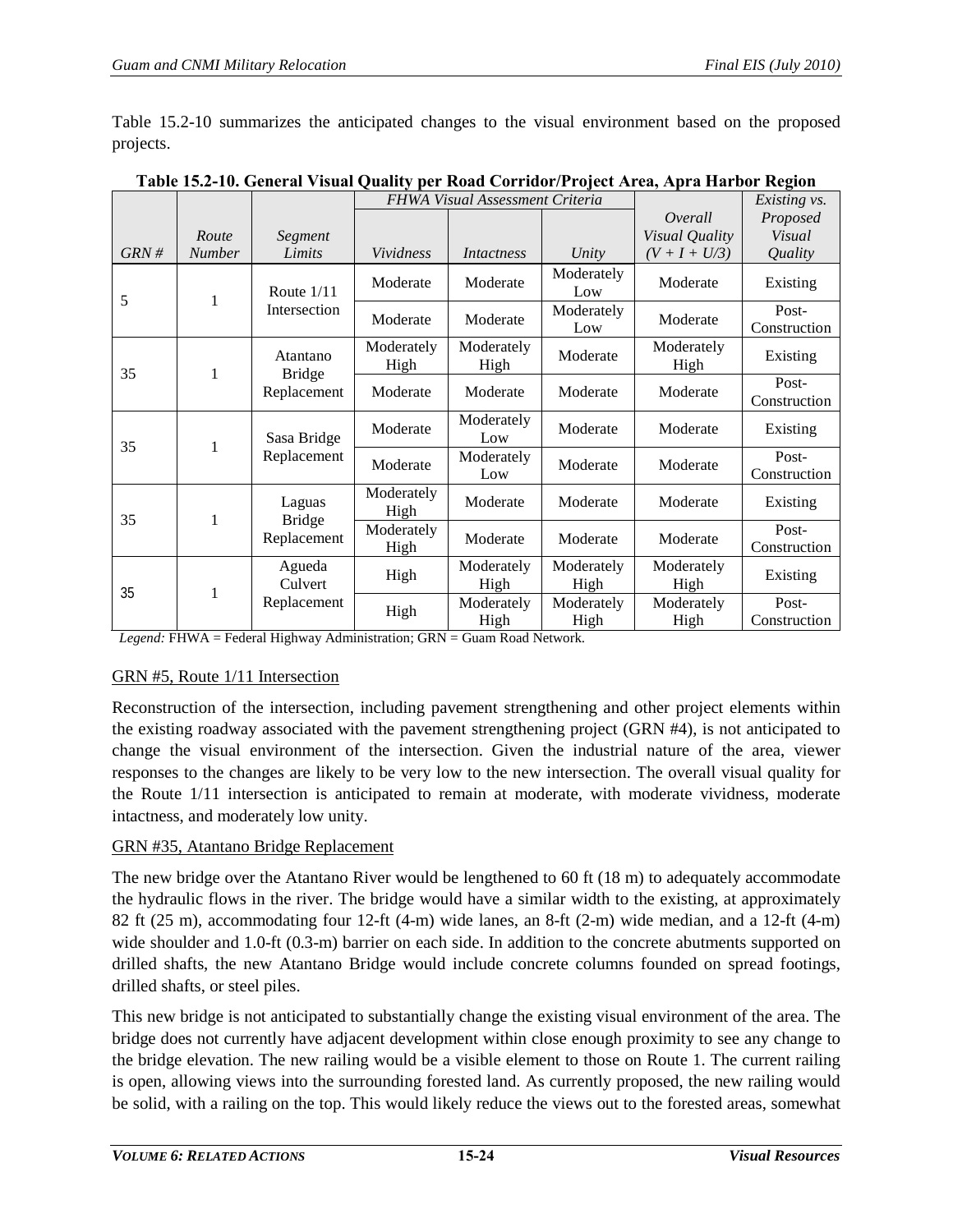Table 15.2-10 summarizes the anticipated changes to the visual environment based on the proposed projects.

**Table 15.2-10. General Visual Quality per Road Corridor/Project Area, Apra Harbor Region**

| *GRN #* | *Route Number* | *Segment Limits* | *FHWA Visual Assessment Criteria* | | | *Overall Visual Quality (V + I + U/3)* | *Existing vs. Proposed Visual Quality* |
|---|---|---|---|---|---|---|---|
| | | | *Vividness* | *Intactness* | *Unity* | | |
| 5 | 1 | Route 1/11 Intersection | Moderate | Moderate | Moderately Low | Moderate | Existing |
| | | | Moderate | Moderate | Moderately Low | Moderate | Post-Construction |
| 35 | 1 | Atantano Bridge Replacement | Moderately High | Moderately High | Moderate | Moderately High | Existing |
| | | | Moderate | Moderate | Moderate | Moderate | Post-Construction |
| 35 | 1 | Sasa Bridge Replacement | Moderate | Moderately Low | Moderate | Moderate | Existing |
| | | | Moderate | Moderately Low | Moderate | Moderate | Post-Construction |
| 35 | 1 | Laguas Bridge Replacement | Moderately High | Moderate | Moderate | Moderate | Existing |
| | | | Moderately High | Moderate | Moderate | Moderate | Post-Construction |
| 35 | 1 | Agueda Culvert Replacement | High | Moderately High | Moderately High | Moderately High | Existing |
| | | | High | Moderately High | Moderately High | Moderately High | Post-Construction |

*Legend:* FHWA = Federal Highway Administration; GRN = Guam Road Network.

GRN #5, Route 1/11 Intersection

Reconstruction of the intersection, including pavement strengthening and other project elements within the existing roadway associated with the pavement strengthening project (GRN #4), is not anticipated to change the visual environment of the intersection. Given the industrial nature of the area, viewer responses to the changes are likely to be very low to the new intersection. The overall visual quality for the Route 1/11 intersection is anticipated to remain at moderate, with moderate vividness, moderate intactness, and moderately low unity.

GRN #35, Atantano Bridge Replacement

The new bridge over the Atantano River would be lengthened to 60 ft (18 m) to adequately accommodate the hydraulic flows in the river. The bridge would have a similar width to the existing, at approximately 82 ft (25 m), accommodating four 12-ft (4-m) wide lanes, an 8-ft (2-m) wide median, and a 12-ft (4-m) wide shoulder and 1.0-ft (0.3-m) barrier on each side. In addition to the concrete abutments supported on drilled shafts, the new Atantano Bridge would include concrete columns founded on spread footings, drilled shafts, or steel piles.

This new bridge is not anticipated to substantially change the existing visual environment of the area. The bridge does not currently have adjacent development within close enough proximity to see any change to the bridge elevation. The new railing would be a visible element to those on Route 1. The current railing is open, allowing views into the surrounding forested land. As currently proposed, the new railing would be solid, with a railing on the top. This would likely reduce the views out to the forested areas, somewhat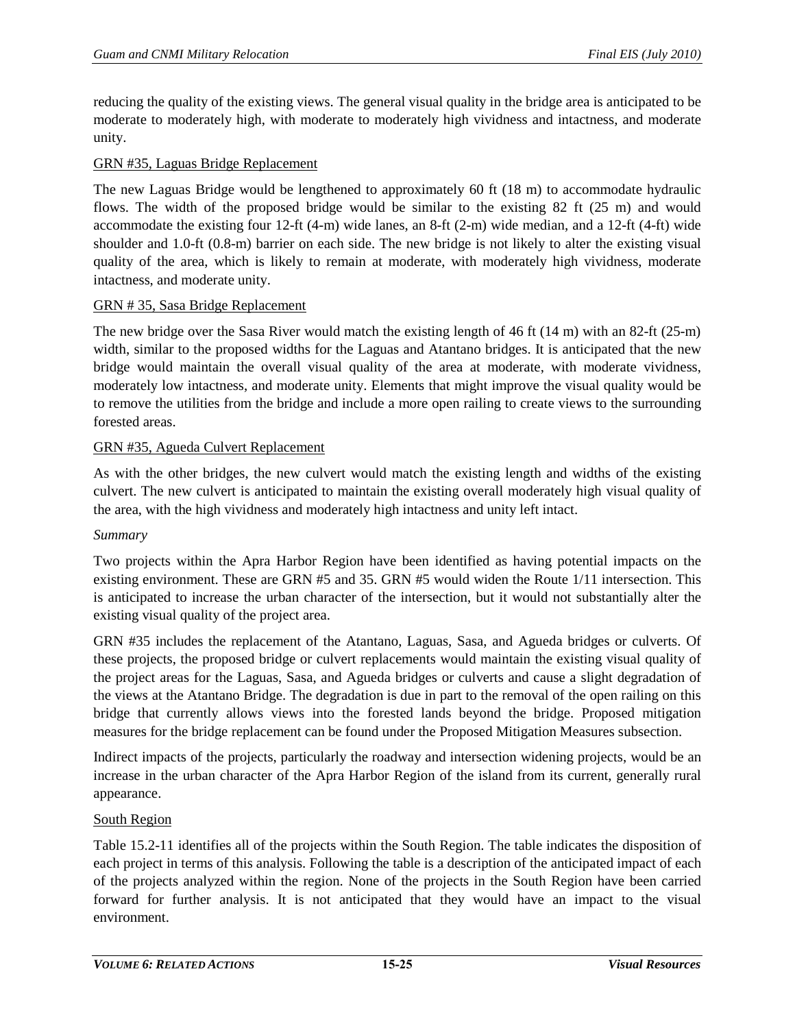reducing the quality of the existing views. The general visual quality in the bridge area is anticipated to be moderate to moderately high, with moderate to moderately high vividness and intactness, and moderate unity.

GRN #35, Laguas Bridge Replacement

The new Laguas Bridge would be lengthened to approximately 60 ft (18 m) to accommodate hydraulic flows. The width of the proposed bridge would be similar to the existing 82 ft (25 m) and would accommodate the existing four 12-ft (4-m) wide lanes, an 8-ft (2-m) wide median, and a 12-ft (4-ft) wide shoulder and 1.0-ft (0.8-m) barrier on each side. The new bridge is not likely to alter the existing visual quality of the area, which is likely to remain at moderate, with moderately high vividness, moderate intactness, and moderate unity.

GRN # 35, Sasa Bridge Replacement

The new bridge over the Sasa River would match the existing length of 46 ft (14 m) with an 82-ft (25-m) width, similar to the proposed widths for the Laguas and Atantano bridges. It is anticipated that the new bridge would maintain the overall visual quality of the area at moderate, with moderate vividness, moderately low intactness, and moderate unity. Elements that might improve the visual quality would be to remove the utilities from the bridge and include a more open railing to create views to the surrounding forested areas.

GRN #35, Agueda Culvert Replacement

As with the other bridges, the new culvert would match the existing length and widths of the existing culvert. The new culvert is anticipated to maintain the existing overall moderately high visual quality of the area, with the high vividness and moderately high intactness and unity left intact.

*Summary*

Two projects within the Apra Harbor Region have been identified as having potential impacts on the existing environment. These are GRN #5 and 35. GRN #5 would widen the Route 1/11 intersection. This is anticipated to increase the urban character of the intersection, but it would not substantially alter the existing visual quality of the project area.

GRN #35 includes the replacement of the Atantano, Laguas, Sasa, and Agueda bridges or culverts. Of these projects, the proposed bridge or culvert replacements would maintain the existing visual quality of the project areas for the Laguas, Sasa, and Agueda bridges or culverts and cause a slight degradation of the views at the Atantano Bridge. The degradation is due in part to the removal of the open railing on this bridge that currently allows views into the forested lands beyond the bridge. Proposed mitigation measures for the bridge replacement can be found under the Proposed Mitigation Measures subsection.

Indirect impacts of the projects, particularly the roadway and intersection widening projects, would be an increase in the urban character of the Apra Harbor Region of the island from its current, generally rural appearance.

South Region

Table 15.2-11 identifies all of the projects within the South Region. The table indicates the disposition of each project in terms of this analysis. Following the table is a description of the anticipated impact of each of the projects analyzed within the region. None of the projects in the South Region have been carried forward for further analysis. It is not anticipated that they would have an impact to the visual environment.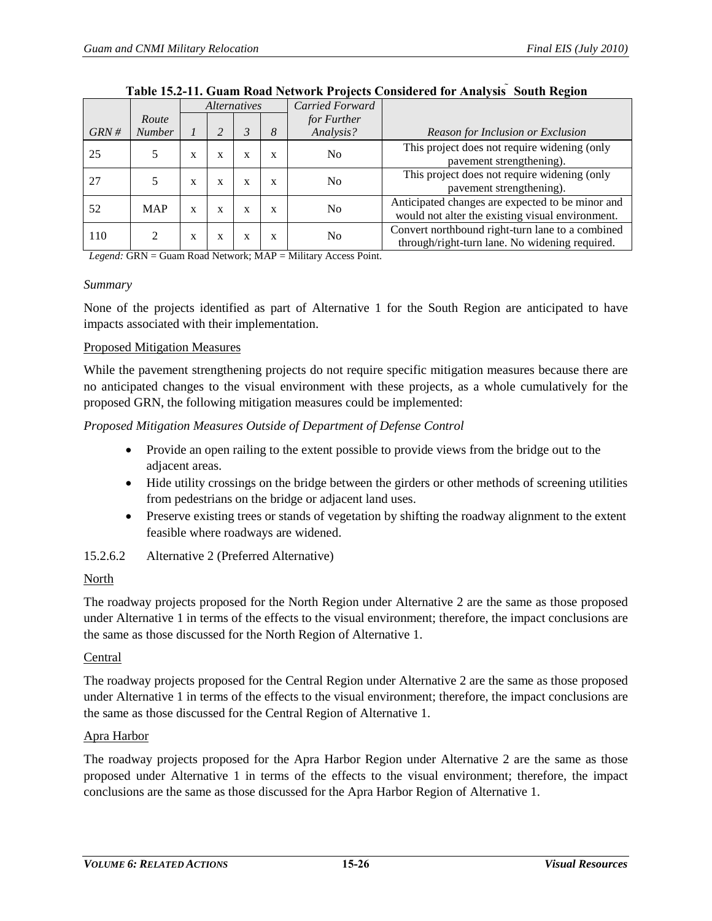**Table 15.2-11. Guam Road Network Projects Considered for Analysis ̃ South Region**

| GRN # | Route Number | Alternatives | | | | Carried Forward for Further Analysis? | Reason for Inclusion or Exclusion |
|---|---|---|---|---|---|---|---|
| | | *1* | *2* | *3* | *8* | | |
| 25 | 5 | x | x | x | x | No | This project does not require widening (only pavement strengthening). |
| 27 | 5 | x | x | x | x | No | This project does not require widening (only pavement strengthening). |
| 52 | MAP | x | x | x | x | No | Anticipated changes are expected to be minor and would not alter the existing visual environment. |
| 110 | 2 | x | x | x | x | No | Convert northbound right-turn lane to a combined through/right-turn lane. No widening required. |

*Legend:* GRN = Guam Road Network; MAP = Military Access Point.

*Summary*

None of the projects identified as part of Alternative 1 for the South Region are anticipated to have impacts associated with their implementation.

Proposed Mitigation Measures

While the pavement strengthening projects do not require specific mitigation measures because there are no anticipated changes to the visual environment with these projects, as a whole cumulatively for the proposed GRN, the following mitigation measures could be implemented:

*Proposed Mitigation Measures Outside of Department of Defense Control*

- Provide an open railing to the extent possible to provide views from the bridge out to the adjacent areas.
- Hide utility crossings on the bridge between the girders or other methods of screening utilities from pedestrians on the bridge or adjacent land uses.
- Preserve existing trees or stands of vegetation by shifting the roadway alignment to the extent feasible where roadways are widened.

15.2.6.2 Alternative 2 (Preferred Alternative)

North

The roadway projects proposed for the North Region under Alternative 2 are the same as those proposed under Alternative 1 in terms of the effects to the visual environment; therefore, the impact conclusions are the same as those discussed for the North Region of Alternative 1.

Central

The roadway projects proposed for the Central Region under Alternative 2 are the same as those proposed under Alternative 1 in terms of the effects to the visual environment; therefore, the impact conclusions are the same as those discussed for the Central Region of Alternative 1.

Apra Harbor

The roadway projects proposed for the Apra Harbor Region under Alternative 2 are the same as those proposed under Alternative 1 in terms of the effects to the visual environment; therefore, the impact conclusions are the same as those discussed for the Apra Harbor Region of Alternative 1.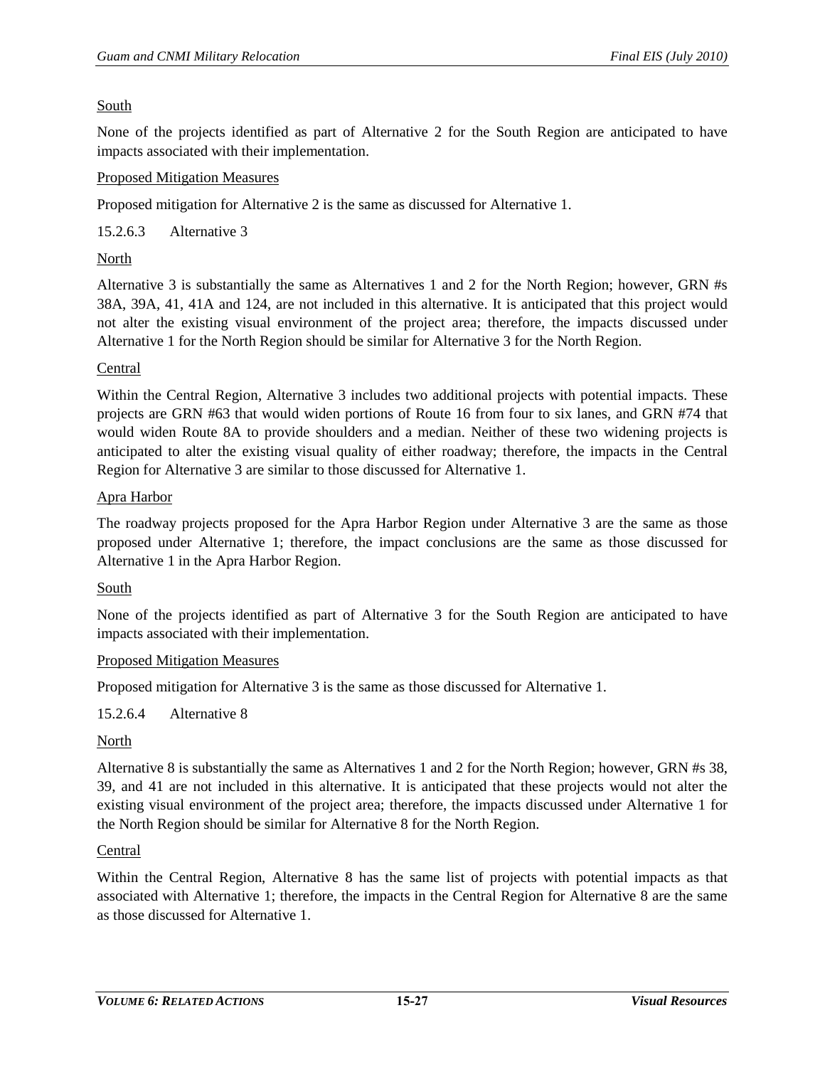South

None of the projects identified as part of Alternative 2 for the South Region are anticipated to have impacts associated with their implementation.

Proposed Mitigation Measures

Proposed mitigation for Alternative 2 is the same as discussed for Alternative 1.

#### 15.2.6.3 Alternative 3

North

Alternative 3 is substantially the same as Alternatives 1 and 2 for the North Region; however, GRN #s 38A, 39A, 41, 41A and 124, are not included in this alternative. It is anticipated that this project would not alter the existing visual environment of the project area; therefore, the impacts discussed under Alternative 1 for the North Region should be similar for Alternative 3 for the North Region.

Central

Within the Central Region, Alternative 3 includes two additional projects with potential impacts. These projects are GRN #63 that would widen portions of Route 16 from four to six lanes, and GRN #74 that would widen Route 8A to provide shoulders and a median. Neither of these two widening projects is anticipated to alter the existing visual quality of either roadway; therefore, the impacts in the Central Region for Alternative 3 are similar to those discussed for Alternative 1.

Apra Harbor

The roadway projects proposed for the Apra Harbor Region under Alternative 3 are the same as those proposed under Alternative 1; therefore, the impact conclusions are the same as those discussed for Alternative 1 in the Apra Harbor Region.

South

None of the projects identified as part of Alternative 3 for the South Region are anticipated to have impacts associated with their implementation.

Proposed Mitigation Measures

Proposed mitigation for Alternative 3 is the same as those discussed for Alternative 1.

#### 15.2.6.4 Alternative 8

North

Alternative 8 is substantially the same as Alternatives 1 and 2 for the North Region; however, GRN #s 38, 39, and 41 are not included in this alternative. It is anticipated that these projects would not alter the existing visual environment of the project area; therefore, the impacts discussed under Alternative 1 for the North Region should be similar for Alternative 8 for the North Region.

Central

Within the Central Region, Alternative 8 has the same list of projects with potential impacts as that associated with Alternative 1; therefore, the impacts in the Central Region for Alternative 8 are the same as those discussed for Alternative 1.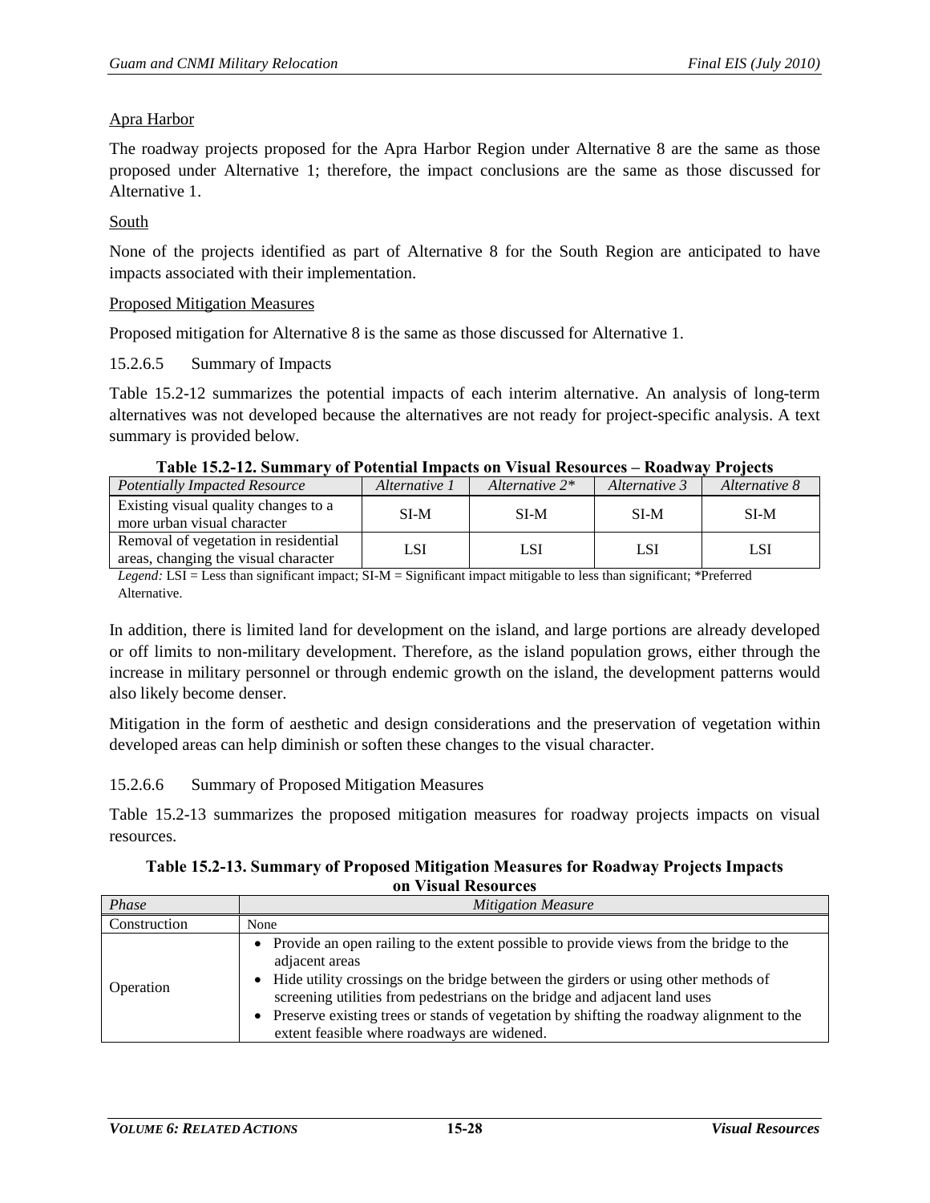Apra Harbor

The roadway projects proposed for the Apra Harbor Region under Alternative 8 are the same as those proposed under Alternative 1; therefore, the impact conclusions are the same as those discussed for Alternative 1.

South

None of the projects identified as part of Alternative 8 for the South Region are anticipated to have impacts associated with their implementation.

Proposed Mitigation Measures

Proposed mitigation for Alternative 8 is the same as those discussed for Alternative 1.

#### 15.2.6.5 Summary of Impacts

Table 15.2-12 summarizes the potential impacts of each interim alternative. An analysis of long-term alternatives was not developed because the alternatives are not ready for project-specific analysis. A text summary is provided below.

**Table 15.2-12. Summary of Potential Impacts on Visual Resources – Roadway Projects**

| *Potentially Impacted Resource* | *Alternative 1* | *Alternative 2\** | *Alternative 3* | *Alternative 8* |
|---|---|---|---|---|
| Existing visual quality changes to a more urban visual character | SI-M | SI-M | SI-M | SI-M |
| Removal of vegetation in residential areas, changing the visual character | LSI | LSI | LSI | LSI |

*Legend:* LSI = Less than significant impact; SI-M = Significant impact mitigable to less than significant; *Preferred Alternative.

In addition, there is limited land for development on the island, and large portions are already developed or off limits to non-military development. Therefore, as the island population grows, either through the increase in military personnel or through endemic growth on the island, the development patterns would also likely become denser.

Mitigation in the form of aesthetic and design considerations and the preservation of vegetation within developed areas can help diminish or soften these changes to the visual character.

#### 15.2.6.6 Summary of Proposed Mitigation Measures

Table 15.2-13 summarizes the proposed mitigation measures for roadway projects impacts on visual resources.

**Table 15.2-13. Summary of Proposed Mitigation Measures for Roadway Projects Impacts on Visual Resources**

| *Phase* | *Mitigation Measure* |
|---|---|
| Construction | None |
| Operation | • Provide an open railing to the extent possible to provide views from the bridge to the adjacent areas<br>• Hide utility crossings on the bridge between the girders or using other methods of screening utilities from pedestrians on the bridge and adjacent land uses<br>• Preserve existing trees or stands of vegetation by shifting the roadway alignment to the extent feasible where roadways are widened. |